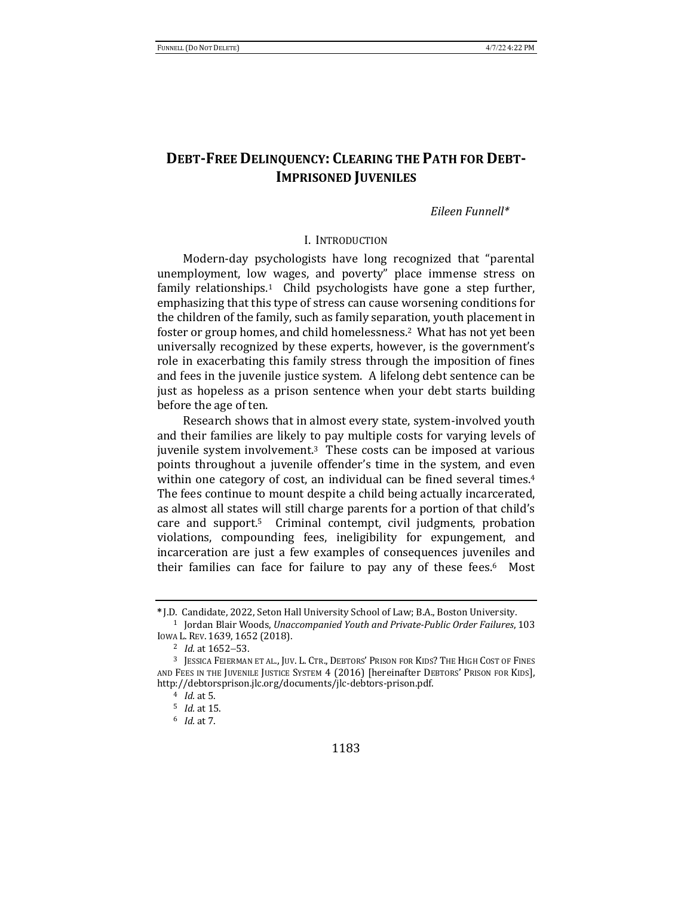# DEBT-FREE DELINQUENCY: CLEARING THE PATH FOR DEBT-IMPRISONED JUVENILES

*Eileen Funnell\**

## I. INTRODUCTION

Modern-day psychologists have long recognized that "parental unemployment, low wages, and poverty" place immense stress on family relationships.[1] Child psychologists have gone a step further, emphasizing that this type of stress can cause worsening conditions for the children of the family, such as family separation, youth placement in foster or group homes, and child homelessness.[2] What has not yet been universally recognized by these experts, however, is the government's role in exacerbating this family stress through the imposition of fines and fees in the juvenile justice system. A lifelong debt sentence can be just as hopeless as a prison sentence when your debt starts building before the age of ten.

Research shows that in almost every state, system-involved youth and their families are likely to pay multiple costs for varying levels of juvenile system involvement.[3] These costs can be imposed at various points throughout a juvenile offender's time in the system, and even within one category of cost, an individual can be fined several times.[4] The fees continue to mount despite a child being actually incarcerated, as almost all states will still charge parents for a portion of that child's care and support.[5] Criminal contempt, civil judgments, probation violations, compounding fees, ineligibility for expungement, and incarceration are just a few examples of consequences juveniles and their families can face for failure to pay any of these fees.[6] Most

---

\* J.D. Candidate, 2022, Seton Hall University School of Law; B.A., Boston University.

[1] Jordan Blair Woods, *Unaccompanied Youth and Private-Public Order Failures*, 103 IOWA L. REV. 1639, 1652 (2018).

[2] *Id.* at 1652–53.

[3] JESSICA FEIERMAN ET AL., JUV. L. CTR., DEBTORS' PRISON FOR KIDS? THE HIGH COST OF FINES AND FEES IN THE JUVENILE JUSTICE SYSTEM 4 (2016) [hereinafter DEBTORS' PRISON FOR KIDS], http://debtorsprison.jlc.org/documents/jlc-debtors-prison.pdf.

[4] *Id.* at 5.

[5] *Id.* at 15.

[6] *Id.* at 7.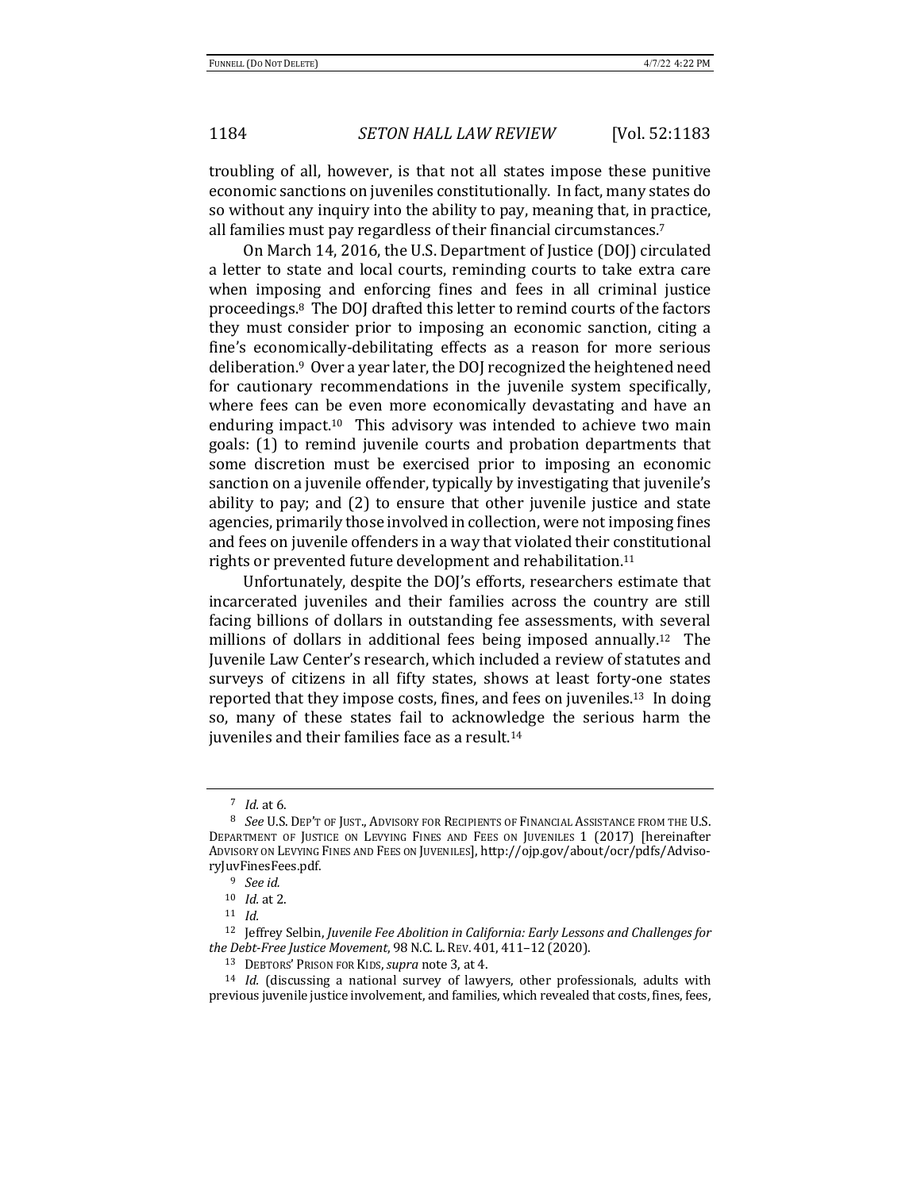troubling of all, however, is that not all states impose these punitive economic sanctions on juveniles constitutionally. In fact, many states do so without any inquiry into the ability to pay, meaning that, in practice, all families must pay regardless of their financial circumstances.[7]

On March 14, 2016, the U.S. Department of Justice (DOJ) circulated a letter to state and local courts, reminding courts to take extra care when imposing and enforcing fines and fees in all criminal justice proceedings.[8] The DOJ drafted this letter to remind courts of the factors they must consider prior to imposing an economic sanction, citing a fine's economically-debilitating effects as a reason for more serious deliberation.[9] Over a year later, the DOJ recognized the heightened need for cautionary recommendations in the juvenile system specifically, where fees can be even more economically devastating and have an enduring impact.[10] This advisory was intended to achieve two main goals: (1) to remind juvenile courts and probation departments that some discretion must be exercised prior to imposing an economic sanction on a juvenile offender, typically by investigating that juvenile's ability to pay; and (2) to ensure that other juvenile justice and state agencies, primarily those involved in collection, were not imposing fines and fees on juvenile offenders in a way that violated their constitutional rights or prevented future development and rehabilitation.[11]

Unfortunately, despite the DOJ's efforts, researchers estimate that incarcerated juveniles and their families across the country are still facing billions of dollars in outstanding fee assessments, with several millions of dollars in additional fees being imposed annually.[12] The Juvenile Law Center's research, which included a review of statutes and surveys of citizens in all fifty states, shows at least forty-one states reported that they impose costs, fines, and fees on juveniles.[13] In doing so, many of these states fail to acknowledge the serious harm the juveniles and their families face as a result.[14]

---

[7] *Id.* at 6.

[8] *See* U.S. DEP'T OF JUST., ADVISORY FOR RECIPIENTS OF FINANCIAL ASSISTANCE FROM THE U.S. DEPARTMENT OF JUSTICE ON LEVYING FINES AND FEES ON JUVENILES 1 (2017) [hereinafter ADVISORY ON LEVYING FINES AND FEES ON JUVENILES], http://ojp.gov/about/ocr/pdfs/AdvisoryJuvFinesFees.pdf.

[9] *See id.*

[10] *Id.* at 2.

[11] *Id.*

[12] Jeffrey Selbin, *Juvenile Fee Abolition in California: Early Lessons and Challenges for the Debt-Free Justice Movement*, 98 N.C. L. REV. 401, 411–12 (2020).

[13] DEBTORS' PRISON FOR KIDS, *supra* note 3, at 4.

[14] *Id.* (discussing a national survey of lawyers, other professionals, adults with previous juvenile justice involvement, and families, which revealed that costs, fines, fees,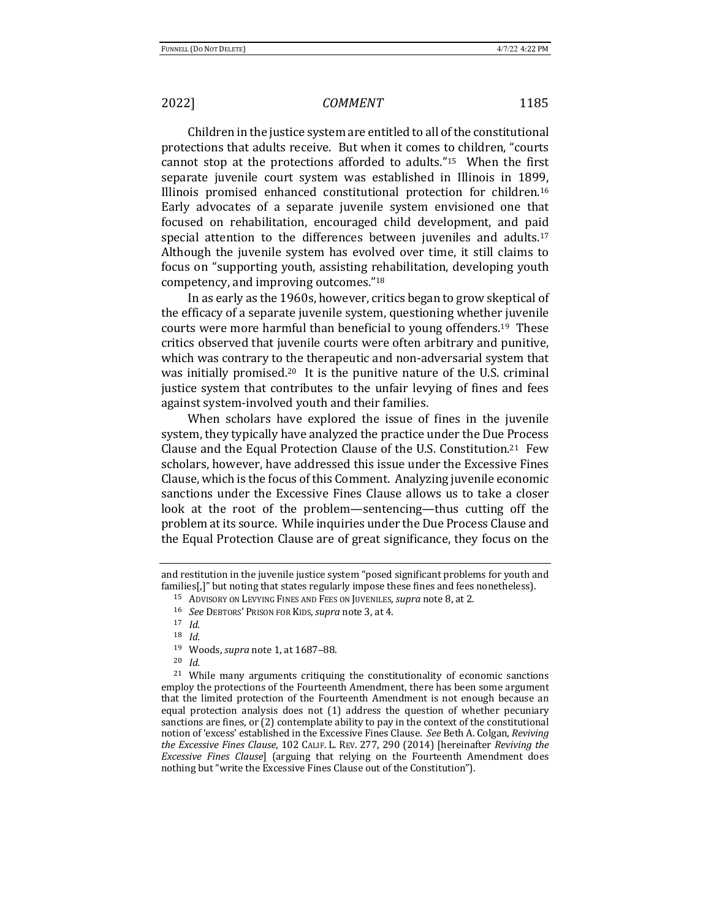Children in the justice system are entitled to all of the constitutional protections that adults receive. But when it comes to children, "courts cannot stop at the protections afforded to adults."[15] When the first separate juvenile court system was established in Illinois in 1899, Illinois promised enhanced constitutional protection for children.[16] Early advocates of a separate juvenile system envisioned one that focused on rehabilitation, encouraged child development, and paid special attention to the differences between juveniles and adults.[17] Although the juvenile system has evolved over time, it still claims to focus on "supporting youth, assisting rehabilitation, developing youth competency, and improving outcomes."[18]

In as early as the 1960s, however, critics began to grow skeptical of the efficacy of a separate juvenile system, questioning whether juvenile courts were more harmful than beneficial to young offenders.[19] These critics observed that juvenile courts were often arbitrary and punitive, which was contrary to the therapeutic and non-adversarial system that was initially promised.[20] It is the punitive nature of the U.S. criminal justice system that contributes to the unfair levying of fines and fees against system-involved youth and their families.

When scholars have explored the issue of fines in the juvenile system, they typically have analyzed the practice under the Due Process Clause and the Equal Protection Clause of the U.S. Constitution.[21] Few scholars, however, have addressed this issue under the Excessive Fines Clause, which is the focus of this Comment. Analyzing juvenile economic sanctions under the Excessive Fines Clause allows us to take a closer look at the root of the problem—sentencing—thus cutting off the problem at its source. While inquiries under the Due Process Clause and the Equal Protection Clause are of great significance, they focus on the

---

and restitution in the juvenile justice system "posed significant problems for youth and families[,]" but noting that states regularly impose these fines and fees nonetheless).

[15] ADVISORY ON LEVYING FINES AND FEES ON JUVENILES, *supra* note 8, at 2.

[16] *See* DEBTORS' PRISON FOR KIDS, *supra* note 3, at 4.

[17] *Id.*

[18] *Id.*

[19] Woods, *supra* note 1, at 1687–88.

[20] *Id.*

[21] While many arguments critiquing the constitutionality of economic sanctions employ the protections of the Fourteenth Amendment, there has been some argument that the limited protection of the Fourteenth Amendment is not enough because an equal protection analysis does not (1) address the question of whether pecuniary sanctions are fines, or (2) contemplate ability to pay in the context of the constitutional notion of 'excess' established in the Excessive Fines Clause. *See* Beth A. Colgan, *Reviving the Excessive Fines Clause*, 102 CALIF. L. REV. 277, 290 (2014) [hereinafter *Reviving the Excessive Fines Clause*] (arguing that relying on the Fourteenth Amendment does nothing but "write the Excessive Fines Clause out of the Constitution").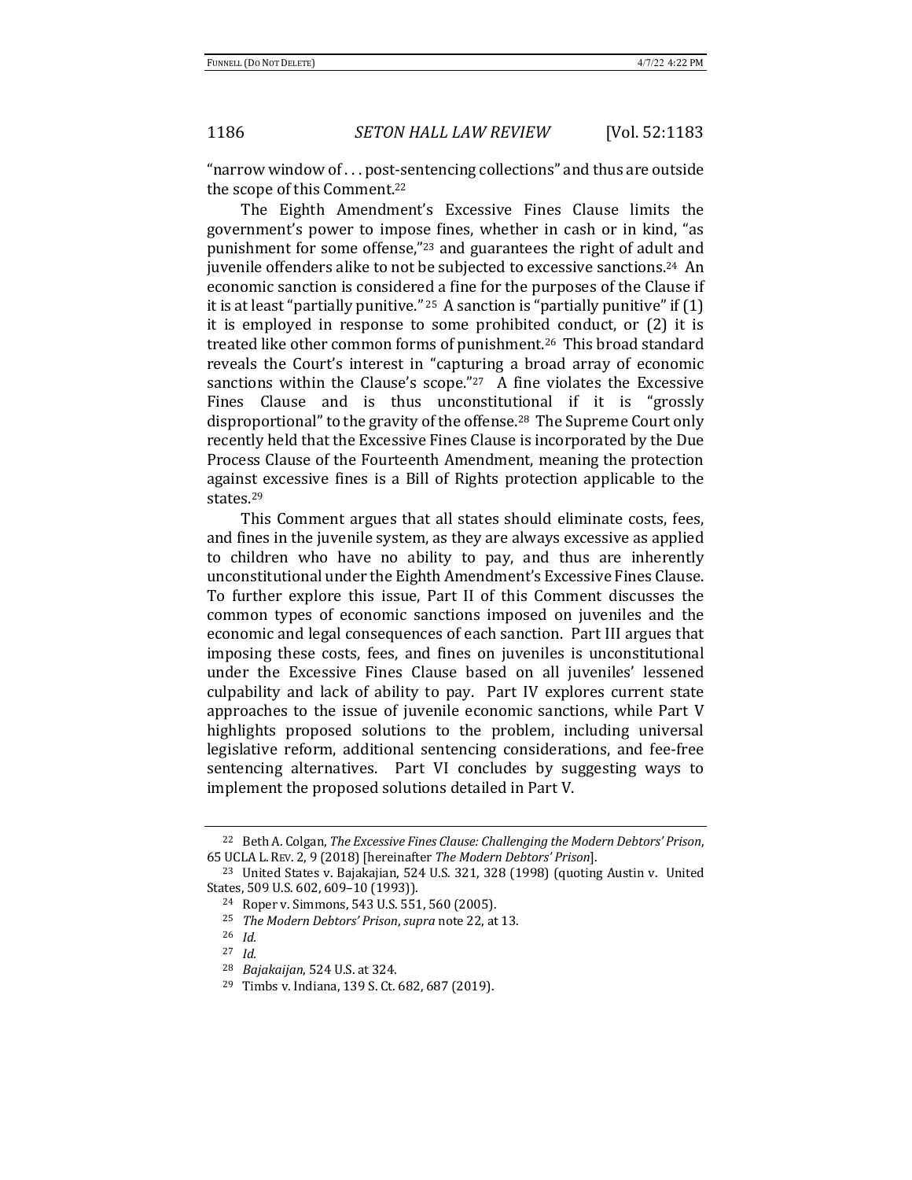"narrow window of . . . post-sentencing collections" and thus are outside the scope of this Comment.[22]

The Eighth Amendment's Excessive Fines Clause limits the government's power to impose fines, whether in cash or in kind, "as punishment for some offense,"[23] and guarantees the right of adult and juvenile offenders alike to not be subjected to excessive sanctions.[24] An economic sanction is considered a fine for the purposes of the Clause if it is at least "partially punitive."[25] A sanction is "partially punitive" if (1) it is employed in response to some prohibited conduct, or (2) it is treated like other common forms of punishment.[26] This broad standard reveals the Court's interest in "capturing a broad array of economic sanctions within the Clause's scope."[27] A fine violates the Excessive Fines Clause and is thus unconstitutional if it is "grossly disproportional" to the gravity of the offense.[28] The Supreme Court only recently held that the Excessive Fines Clause is incorporated by the Due Process Clause of the Fourteenth Amendment, meaning the protection against excessive fines is a Bill of Rights protection applicable to the states.[29]

This Comment argues that all states should eliminate costs, fees, and fines in the juvenile system, as they are always excessive as applied to children who have no ability to pay, and thus are inherently unconstitutional under the Eighth Amendment's Excessive Fines Clause. To further explore this issue, Part II of this Comment discusses the common types of economic sanctions imposed on juveniles and the economic and legal consequences of each sanction. Part III argues that imposing these costs, fees, and fines on juveniles is unconstitutional under the Excessive Fines Clause based on all juveniles' lessened culpability and lack of ability to pay. Part IV explores current state approaches to the issue of juvenile economic sanctions, while Part V highlights proposed solutions to the problem, including universal legislative reform, additional sentencing considerations, and fee-free sentencing alternatives. Part VI concludes by suggesting ways to implement the proposed solutions detailed in Part V.

---

[22] Beth A. Colgan, *The Excessive Fines Clause: Challenging the Modern Debtors' Prison*, 65 UCLA L. REV. 2, 9 (2018) [hereinafter *The Modern Debtors' Prison*].

[23] United States v. Bajakajian, 524 U.S. 321, 328 (1998) (quoting Austin v. United States, 509 U.S. 602, 609–10 (1993)).

[24] Roper v. Simmons, 543 U.S. 551, 560 (2005).

[25] *The Modern Debtors' Prison*, *supra* note 22, at 13.

[26] *Id.*

[27] *Id.*

[28] *Bajakaijan*, 524 U.S. at 324.

[29] Timbs v. Indiana, 139 S. Ct. 682, 687 (2019).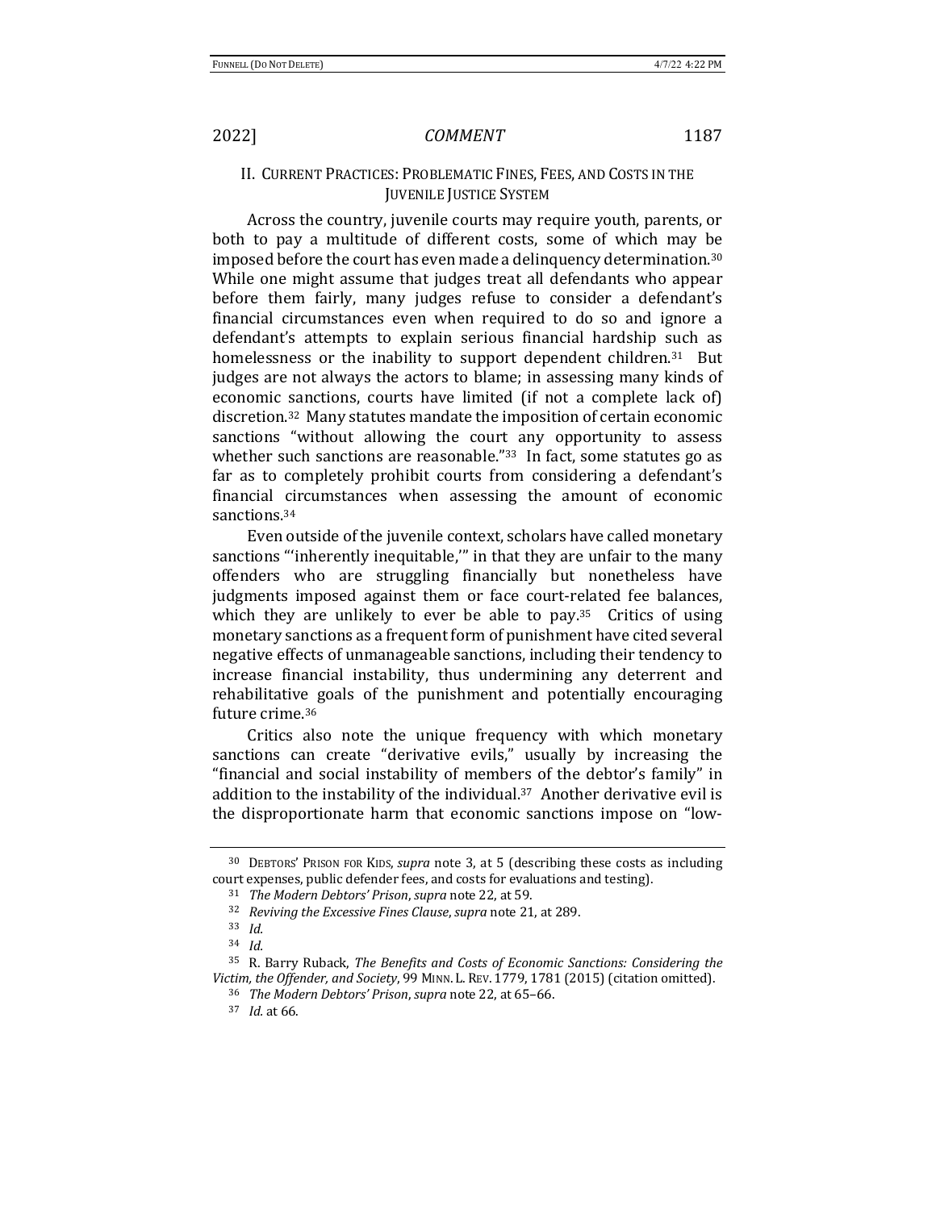## II. CURRENT PRACTICES: PROBLEMATIC FINES, FEES, AND COSTS IN THE JUVENILE JUSTICE SYSTEM

Across the country, juvenile courts may require youth, parents, or both to pay a multitude of different costs, some of which may be imposed before the court has even made a delinquency determination.[30] While one might assume that judges treat all defendants who appear before them fairly, many judges refuse to consider a defendant's financial circumstances even when required to do so and ignore a defendant's attempts to explain serious financial hardship such as homelessness or the inability to support dependent children.[31] But judges are not always the actors to blame; in assessing many kinds of economic sanctions, courts have limited (if not a complete lack of) discretion.[32] Many statutes mandate the imposition of certain economic sanctions "without allowing the court any opportunity to assess whether such sanctions are reasonable."[33] In fact, some statutes go as far as to completely prohibit courts from considering a defendant's financial circumstances when assessing the amount of economic sanctions.[34]

Even outside of the juvenile context, scholars have called monetary sanctions "'inherently inequitable,'" in that they are unfair to the many offenders who are struggling financially but nonetheless have judgments imposed against them or face court-related fee balances, which they are unlikely to ever be able to pay.[35] Critics of using monetary sanctions as a frequent form of punishment have cited several negative effects of unmanageable sanctions, including their tendency to increase financial instability, thus undermining any deterrent and rehabilitative goals of the punishment and potentially encouraging future crime.[36]

Critics also note the unique frequency with which monetary sanctions can create "derivative evils," usually by increasing the "financial and social instability of members of the debtor's family" in addition to the instability of the individual.[37] Another derivative evil is the disproportionate harm that economic sanctions impose on "low-

---

[30] DEBTORS' PRISON FOR KIDS, *supra* note 3, at 5 (describing these costs as including court expenses, public defender fees, and costs for evaluations and testing).

[31] *The Modern Debtors' Prison*, *supra* note 22, at 59.

[32] *Reviving the Excessive Fines Clause*, *supra* note 21, at 289.

[33] *Id.*

[34] *Id.*

[35] R. Barry Ruback, *The Benefits and Costs of Economic Sanctions: Considering the Victim, the Offender, and Society*, 99 MINN. L. REV. 1779, 1781 (2015) (citation omitted).

[36] *The Modern Debtors' Prison*, *supra* note 22, at 65–66.

[37] *Id.* at 66.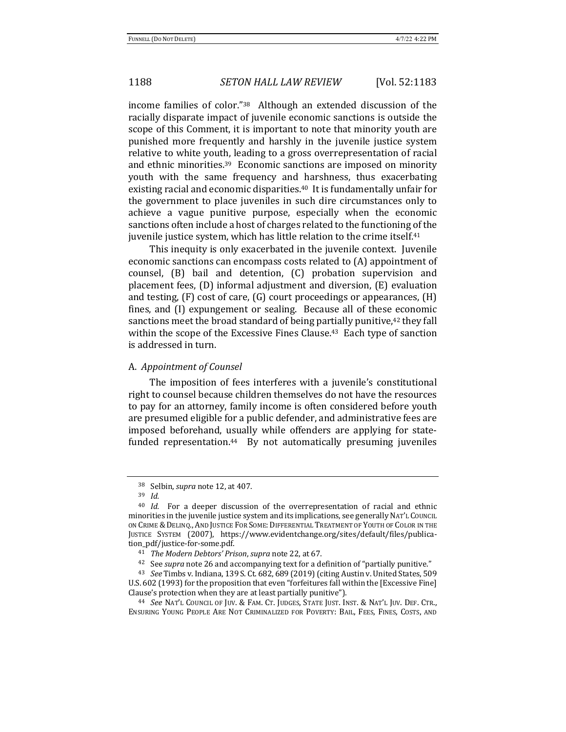income families of color."[38] Although an extended discussion of the racially disparate impact of juvenile economic sanctions is outside the scope of this Comment, it is important to note that minority youth are punished more frequently and harshly in the juvenile justice system relative to white youth, leading to a gross overrepresentation of racial and ethnic minorities.[39] Economic sanctions are imposed on minority youth with the same frequency and harshness, thus exacerbating existing racial and economic disparities.[40] It is fundamentally unfair for the government to place juveniles in such dire circumstances only to achieve a vague punitive purpose, especially when the economic sanctions often include a host of charges related to the functioning of the juvenile justice system, which has little relation to the crime itself.[41]

This inequity is only exacerbated in the juvenile context. Juvenile economic sanctions can encompass costs related to (A) appointment of counsel, (B) bail and detention, (C) probation supervision and placement fees, (D) informal adjustment and diversion, (E) evaluation and testing, (F) cost of care, (G) court proceedings or appearances, (H) fines, and (I) expungement or sealing. Because all of these economic sanctions meet the broad standard of being partially punitive,[42] they fall within the scope of the Excessive Fines Clause.[43] Each type of sanction is addressed in turn.

### A. *Appointment of Counsel*

The imposition of fees interferes with a juvenile's constitutional right to counsel because children themselves do not have the resources to pay for an attorney, family income is often considered before youth are presumed eligible for a public defender, and administrative fees are imposed beforehand, usually while offenders are applying for state-funded representation.[44] By not automatically presuming juveniles

---

[38] Selbin, *supra* note 12, at 407.

[39] *Id.*

[40] *Id.* For a deeper discussion of the overrepresentation of racial and ethnic minorities in the juvenile justice system and its implications, see generally NAT'L COUNCIL ON CRIME & DELINQ., AND JUSTICE FOR SOME: DIFFERENTIAL TREATMENT OF YOUTH OF COLOR IN THE JUSTICE SYSTEM (2007), https://www.evidentchange.org/sites/default/files/publication_pdf/justice-for-some.pdf.

[41] *The Modern Debtors' Prison*, *supra* note 22, at 67.

[42] See *supra* note 26 and accompanying text for a definition of "partially punitive."

[43] *See* Timbs v. Indiana, 139 S. Ct. 682, 689 (2019) (citing Austin v. United States, 509 U.S. 602 (1993) for the proposition that even "forfeitures fall within the [Excessive Fine] Clause's protection when they are at least partially punitive").

[44] *See* NAT'L COUNCIL OF JUV. & FAM. CT. JUDGES, STATE JUST. INST. & NAT'L JUV. DEF. CTR., ENSURING YOUNG PEOPLE ARE NOT CRIMINALIZED FOR POVERTY: BAIL, FEES, FINES, COSTS, AND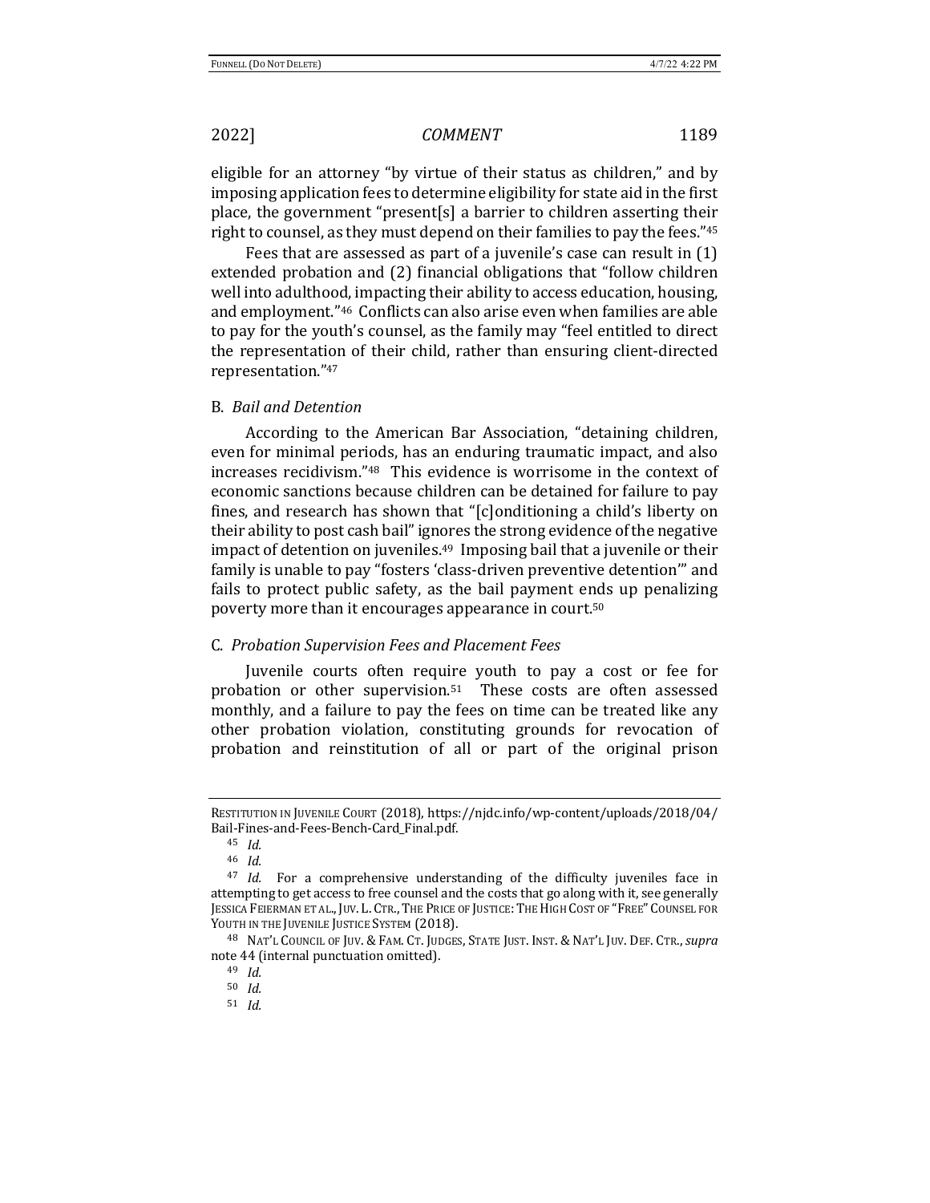eligible for an attorney "by virtue of their status as children," and by imposing application fees to determine eligibility for state aid in the first place, the government "present[s] a barrier to children asserting their right to counsel, as they must depend on their families to pay the fees."[45]

Fees that are assessed as part of a juvenile's case can result in (1) extended probation and (2) financial obligations that "follow children well into adulthood, impacting their ability to access education, housing, and employment."[46] Conflicts can also arise even when families are able to pay for the youth's counsel, as the family may "feel entitled to direct the representation of their child, rather than ensuring client-directed representation."[47]

### B. *Bail and Detention*

According to the American Bar Association, "detaining children, even for minimal periods, has an enduring traumatic impact, and also increases recidivism."[48] This evidence is worrisome in the context of economic sanctions because children can be detained for failure to pay fines, and research has shown that "[c]onditioning a child's liberty on their ability to post cash bail" ignores the strong evidence of the negative impact of detention on juveniles.[49] Imposing bail that a juvenile or their family is unable to pay "fosters 'class-driven preventive detention'" and fails to protect public safety, as the bail payment ends up penalizing poverty more than it encourages appearance in court.[50]

### C. *Probation Supervision Fees and Placement Fees*

Juvenile courts often require youth to pay a cost or fee for probation or other supervision.[51] These costs are often assessed monthly, and a failure to pay the fees on time can be treated like any other probation violation, constituting grounds for revocation of probation and reinstitution of all or part of the original prison

---

RESTITUTION IN JUVENILE COURT (2018), https://njdc.info/wp-content/uploads/2018/04/Bail-Fines-and-Fees-Bench-Card_Final.pdf.

[45] *Id.*

[46] *Id.*

[47] *Id.* For a comprehensive understanding of the difficulty juveniles face in attempting to get access to free counsel and the costs that go along with it, see generally JESSICA FEIERMAN ET AL., JUV. L. CTR., THE PRICE OF JUSTICE: THE HIGH COST OF "FREE" COUNSEL FOR YOUTH IN THE JUVENILE JUSTICE SYSTEM (2018).

[48] NAT'L COUNCIL OF JUV. & FAM. CT. JUDGES, STATE JUST. INST. & NAT'L JUV. DEF. CTR., *supra* note 44 (internal punctuation omitted).

[49] *Id.*

[50] *Id.*

[51] *Id.*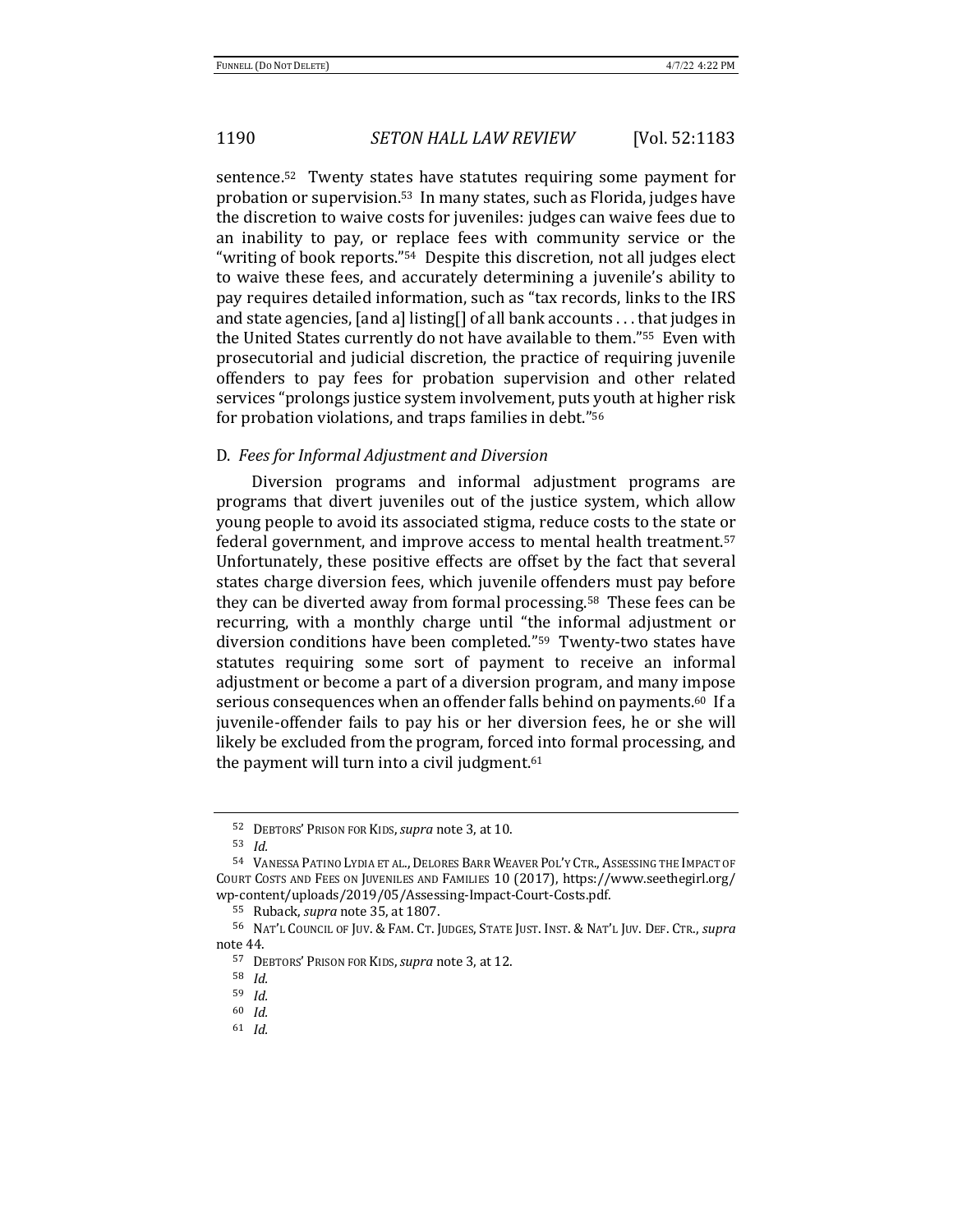sentence.[52] Twenty states have statutes requiring some payment for probation or supervision.[53] In many states, such as Florida, judges have the discretion to waive costs for juveniles: judges can waive fees due to an inability to pay, or replace fees with community service or the "writing of book reports."[54] Despite this discretion, not all judges elect to waive these fees, and accurately determining a juvenile's ability to pay requires detailed information, such as "tax records, links to the IRS and state agencies, [and a] listing[] of all bank accounts . . . that judges in the United States currently do not have available to them."[55] Even with prosecutorial and judicial discretion, the practice of requiring juvenile offenders to pay fees for probation supervision and other related services "prolongs justice system involvement, puts youth at higher risk for probation violations, and traps families in debt."[56]

### D. *Fees for Informal Adjustment and Diversion*

Diversion programs and informal adjustment programs are programs that divert juveniles out of the justice system, which allow young people to avoid its associated stigma, reduce costs to the state or federal government, and improve access to mental health treatment.[57] Unfortunately, these positive effects are offset by the fact that several states charge diversion fees, which juvenile offenders must pay before they can be diverted away from formal processing.[58] These fees can be recurring, with a monthly charge until "the informal adjustment or diversion conditions have been completed."[59] Twenty-two states have statutes requiring some sort of payment to receive an informal adjustment or become a part of a diversion program, and many impose serious consequences when an offender falls behind on payments.[60] If a juvenile-offender fails to pay his or her diversion fees, he or she will likely be excluded from the program, forced into formal processing, and the payment will turn into a civil judgment.[61]

---

[52] DEBTORS' PRISON FOR KIDS, *supra* note 3, at 10.

[53] *Id.*

[54] VANESSA PATINO LYDIA ET AL., DELORES BARR WEAVER POL'Y CTR., ASSESSING THE IMPACT OF COURT COSTS AND FEES ON JUVENILES AND FAMILIES 10 (2017), https://www.seethegirl.org/wp-content/uploads/2019/05/Assessing-Impact-Court-Costs.pdf.

[55] Ruback, *supra* note 35, at 1807.

[56] NAT'L COUNCIL OF JUV. & FAM. CT. JUDGES, STATE JUST. INST. & NAT'L JUV. DEF. CTR., *supra* note 44.

[57] DEBTORS' PRISON FOR KIDS, *supra* note 3, at 12.

[58] *Id.*

[59] *Id.*

[60] *Id.*

[61] *Id.*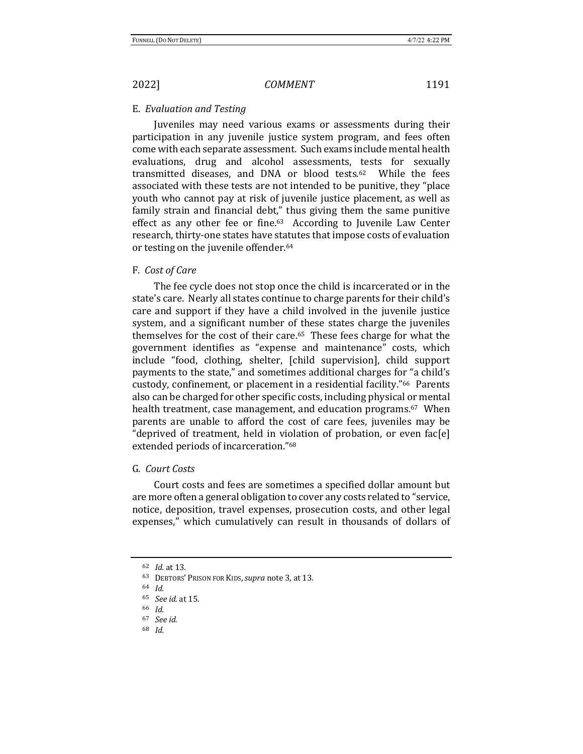### E. *Evaluation and Testing*

Juveniles may need various exams or assessments during their participation in any juvenile justice system program, and fees often come with each separate assessment. Such exams include mental health evaluations, drug and alcohol assessments, tests for sexually transmitted diseases, and DNA or blood tests.[62] While the fees associated with these tests are not intended to be punitive, they "place youth who cannot pay at risk of juvenile justice placement, as well as family strain and financial debt," thus giving them the same punitive effect as any other fee or fine.[63] According to Juvenile Law Center research, thirty-one states have statutes that impose costs of evaluation or testing on the juvenile offender.[64]

### F. *Cost of Care*

The fee cycle does not stop once the child is incarcerated or in the state's care. Nearly all states continue to charge parents for their child's care and support if they have a child involved in the juvenile justice system, and a significant number of these states charge the juveniles themselves for the cost of their care.[65] These fees charge for what the government identifies as "expense and maintenance" costs, which include "food, clothing, shelter, [child supervision], child support payments to the state," and sometimes additional charges for "a child's custody, confinement, or placement in a residential facility."[66] Parents also can be charged for other specific costs, including physical or mental health treatment, case management, and education programs.[67] When parents are unable to afford the cost of care fees, juveniles may be "deprived of treatment, held in violation of probation, or even fac[e] extended periods of incarceration."[68]

### G. *Court Costs*

Court costs and fees are sometimes a specified dollar amount but are more often a general obligation to cover any costs related to "service, notice, deposition, travel expenses, prosecution costs, and other legal expenses," which cumulatively can result in thousands of dollars of

---

[62] *Id.* at 13.

[63] DEBTORS' PRISON FOR KIDS, *supra* note 3, at 13.

[64] *Id.*

[65] *See id.* at 15.

[66] *Id.*

[67] *See id.*

[68] *Id.*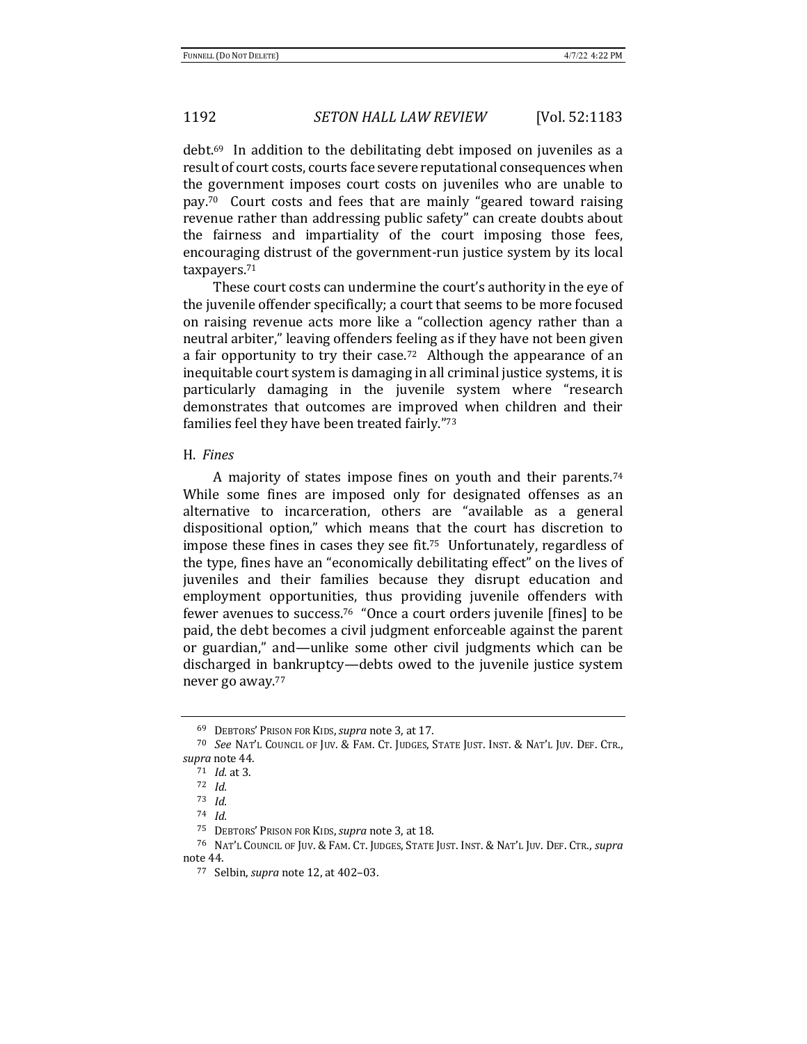debt.[69] In addition to the debilitating debt imposed on juveniles as a result of court costs, courts face severe reputational consequences when the government imposes court costs on juveniles who are unable to pay.[70] Court costs and fees that are mainly "geared toward raising revenue rather than addressing public safety" can create doubts about the fairness and impartiality of the court imposing those fees, encouraging distrust of the government-run justice system by its local taxpayers.[71]

These court costs can undermine the court's authority in the eye of the juvenile offender specifically; a court that seems to be more focused on raising revenue acts more like a "collection agency rather than a neutral arbiter," leaving offenders feeling as if they have not been given a fair opportunity to try their case.[72] Although the appearance of an inequitable court system is damaging in all criminal justice systems, it is particularly damaging in the juvenile system where "research demonstrates that outcomes are improved when children and their families feel they have been treated fairly."[73]

### H. *Fines*

A majority of states impose fines on youth and their parents.[74] While some fines are imposed only for designated offenses as an alternative to incarceration, others are "available as a general dispositional option," which means that the court has discretion to impose these fines in cases they see fit.[75] Unfortunately, regardless of the type, fines have an "economically debilitating effect" on the lives of juveniles and their families because they disrupt education and employment opportunities, thus providing juvenile offenders with fewer avenues to success.[76] "Once a court orders juvenile [fines] to be paid, the debt becomes a civil judgment enforceable against the parent or guardian," and—unlike some other civil judgments which can be discharged in bankruptcy—debts owed to the juvenile justice system never go away.[77]

---

[69] DEBTORS' PRISON FOR KIDS, *supra* note 3, at 17.

[70] *See* NAT'L COUNCIL OF JUV. & FAM. CT. JUDGES, STATE JUST. INST. & NAT'L JUV. DEF. CTR., *supra* note 44.

[71] *Id.* at 3.

[72] *Id.*

[73] *Id.*

[74] *Id.*

[75] DEBTORS' PRISON FOR KIDS, *supra* note 3, at 18.

[76] NAT'L COUNCIL OF JUV. & FAM. CT. JUDGES, STATE JUST. INST. & NAT'L JUV. DEF. CTR., *supra* note 44.

[77] Selbin, *supra* note 12, at 402–03.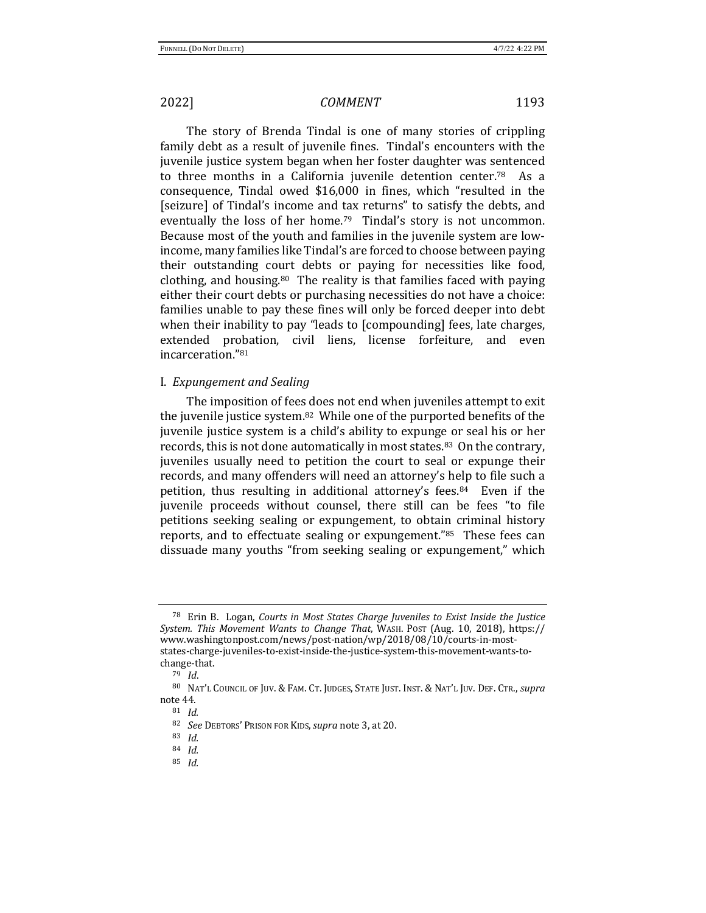The story of Brenda Tindal is one of many stories of crippling family debt as a result of juvenile fines. Tindal's encounters with the juvenile justice system began when her foster daughter was sentenced to three months in a California juvenile detention center.[78] As a consequence, Tindal owed $16,000 in fines, which "resulted in the [seizure] of Tindal's income and tax returns" to satisfy the debts, and eventually the loss of her home.[79] Tindal's story is not uncommon. Because most of the youth and families in the juvenile system are low-income, many families like Tindal's are forced to choose between paying their outstanding court debts or paying for necessities like food, clothing, and housing.[80] The reality is that families faced with paying either their court debts or purchasing necessities do not have a choice: families unable to pay these fines will only be forced deeper into debt when their inability to pay "leads to [compounding] fees, late charges, extended probation, civil liens, license forfeiture, and even incarceration."[81]

## I. *Expungement and Sealing*

The imposition of fees does not end when juveniles attempt to exit the juvenile justice system.[82] While one of the purported benefits of the juvenile justice system is a child's ability to expunge or seal his or her records, this is not done automatically in most states.[83] On the contrary, juveniles usually need to petition the court to seal or expunge their records, and many offenders will need an attorney's help to file such a petition, thus resulting in additional attorney's fees.[84] Even if the juvenile proceeds without counsel, there still can be fees "to file petitions seeking sealing or expungement, to obtain criminal history reports, and to effectuate sealing or expungement."[85] These fees can dissuade many youths "from seeking sealing or expungement," which

---

[78] Erin B. Logan, *Courts in Most States Charge Juveniles to Exist Inside the Justice System. This Movement Wants to Change That*, WASH. POST (Aug. 10, 2018), https://www.washingtonpost.com/news/post-nation/wp/2018/08/10/courts-in-most-states-charge-juveniles-to-exist-inside-the-justice-system-this-movement-wants-to-change-that.

[79] *Id*.

[80] NAT'L COUNCIL OF JUV. & FAM. CT. JUDGES, STATE JUST. INST. & NAT'L JUV. DEF. CTR., *supra* note 44.

[81] *Id.*

[82] *See* DEBTORS' PRISON FOR KIDS, *supra* note 3, at 20.

[83] *Id.*

[84] *Id.*

[85] *Id.*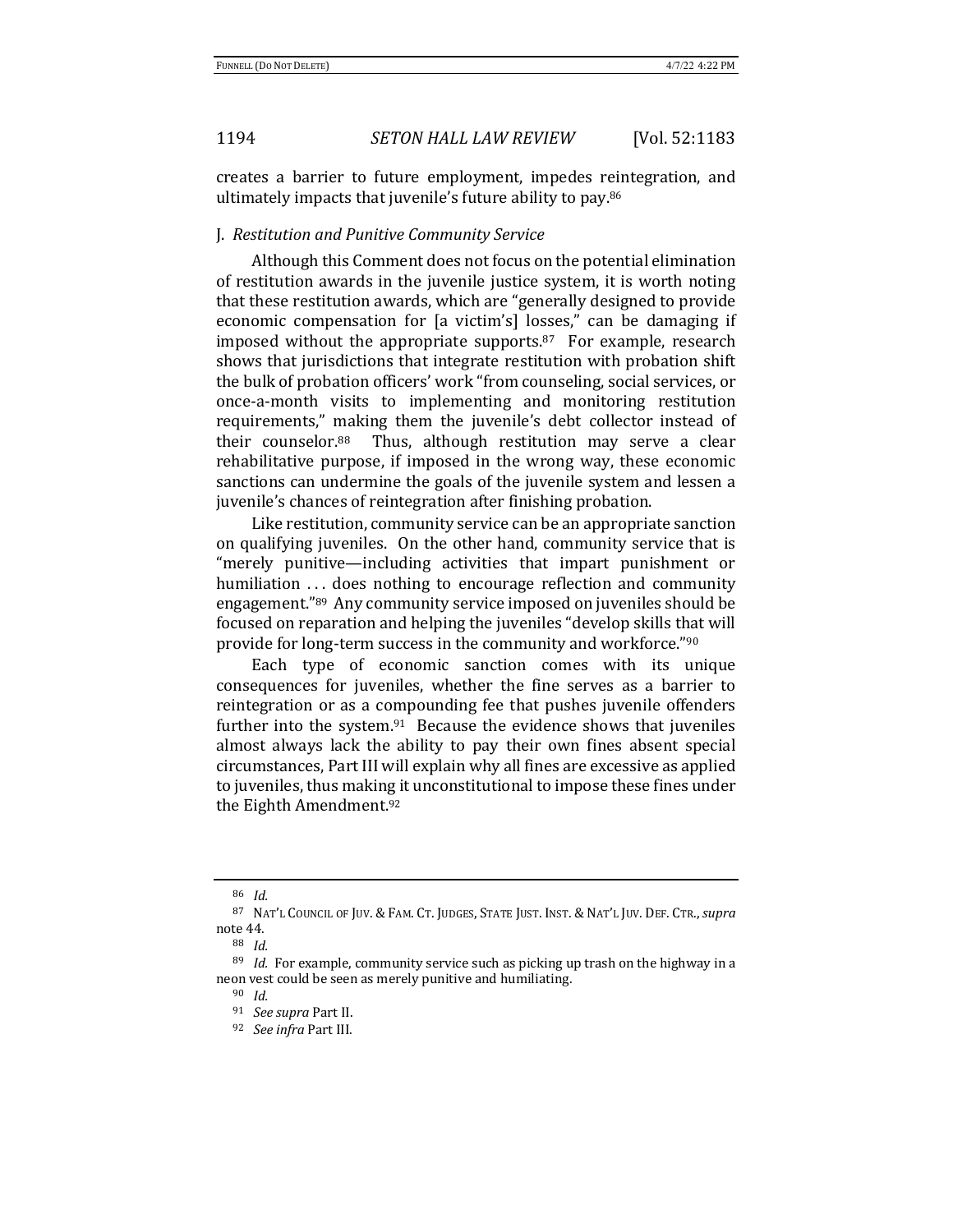creates a barrier to future employment, impedes reintegration, and ultimately impacts that juvenile's future ability to pay.[86]

### J. *Restitution and Punitive Community Service*

Although this Comment does not focus on the potential elimination of restitution awards in the juvenile justice system, it is worth noting that these restitution awards, which are "generally designed to provide economic compensation for [a victim's] losses," can be damaging if imposed without the appropriate supports.[87] For example, research shows that jurisdictions that integrate restitution with probation shift the bulk of probation officers' work "from counseling, social services, or once-a-month visits to implementing and monitoring restitution requirements," making them the juvenile's debt collector instead of their counselor.[88] Thus, although restitution may serve a clear rehabilitative purpose, if imposed in the wrong way, these economic sanctions can undermine the goals of the juvenile system and lessen a juvenile's chances of reintegration after finishing probation.

Like restitution, community service can be an appropriate sanction on qualifying juveniles. On the other hand, community service that is "merely punitive—including activities that impart punishment or humiliation . . . does nothing to encourage reflection and community engagement."[89] Any community service imposed on juveniles should be focused on reparation and helping the juveniles "develop skills that will provide for long-term success in the community and workforce."[90]

Each type of economic sanction comes with its unique consequences for juveniles, whether the fine serves as a barrier to reintegration or as a compounding fee that pushes juvenile offenders further into the system.[91] Because the evidence shows that juveniles almost always lack the ability to pay their own fines absent special circumstances, Part III will explain why all fines are excessive as applied to juveniles, thus making it unconstitutional to impose these fines under the Eighth Amendment.[92]

---

[86] *Id.*

[87] NAT'L COUNCIL OF JUV. & FAM. CT. JUDGES, STATE JUST. INST. & NAT'L JUV. DEF. CTR., *supra* note 44.

[88] *Id.*

[89] *Id.* For example, community service such as picking up trash on the highway in a neon vest could be seen as merely punitive and humiliating.

[90] *Id.*

[91] *See supra* Part II.

[92] *See infra* Part III.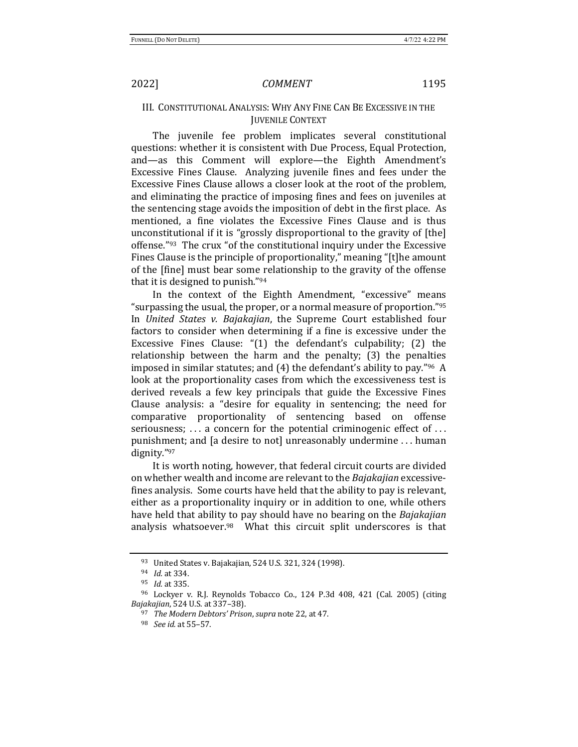## III. Constitutional Analysis: Why Any Fine Can Be Excessive in the Juvenile Context

The juvenile fee problem implicates several constitutional questions: whether it is consistent with Due Process, Equal Protection, and—as this Comment will explore—the Eighth Amendment's Excessive Fines Clause. Analyzing juvenile fines and fees under the Excessive Fines Clause allows a closer look at the root of the problem, and eliminating the practice of imposing fines and fees on juveniles at the sentencing stage avoids the imposition of debt in the first place. As mentioned, a fine violates the Excessive Fines Clause and is thus unconstitutional if it is "grossly disproportional to the gravity of [the] offense."[93] The crux "of the constitutional inquiry under the Excessive Fines Clause is the principle of proportionality," meaning "[t]he amount of the [fine] must bear some relationship to the gravity of the offense that it is designed to punish."[94]

In the context of the Eighth Amendment, "excessive" means "surpassing the usual, the proper, or a normal measure of proportion."[95] In *United States v. Bajakajian*, the Supreme Court established four factors to consider when determining if a fine is excessive under the Excessive Fines Clause: "(1) the defendant's culpability; (2) the relationship between the harm and the penalty; (3) the penalties imposed in similar statutes; and (4) the defendant's ability to pay."[96] A look at the proportionality cases from which the excessiveness test is derived reveals a few key principals that guide the Excessive Fines Clause analysis: a "desire for equality in sentencing; the need for comparative proportionality of sentencing based on offense seriousness; . . . a concern for the potential criminogenic effect of . . . punishment; and [a desire to not] unreasonably undermine . . . human dignity."[97]

It is worth noting, however, that federal circuit courts are divided on whether wealth and income are relevant to the *Bajakajian* excessive-fines analysis. Some courts have held that the ability to pay is relevant, either as a proportionality inquiry or in addition to one, while others have held that ability to pay should have no bearing on the *Bajakajian* analysis whatsoever.[98] What this circuit split underscores is that

---

[93] United States v. Bajakajian, 524 U.S. 321, 324 (1998).

[94] *Id.* at 334.

[95] *Id.* at 335.

[96] Lockyer v. R.J. Reynolds Tobacco Co., 124 P.3d 408, 421 (Cal. 2005) (citing *Bajakajian*, 524 U.S. at 337–38).

[97] *The Modern Debtors' Prison*, *supra* note 22, at 47.

[98] *See id.* at 55–57.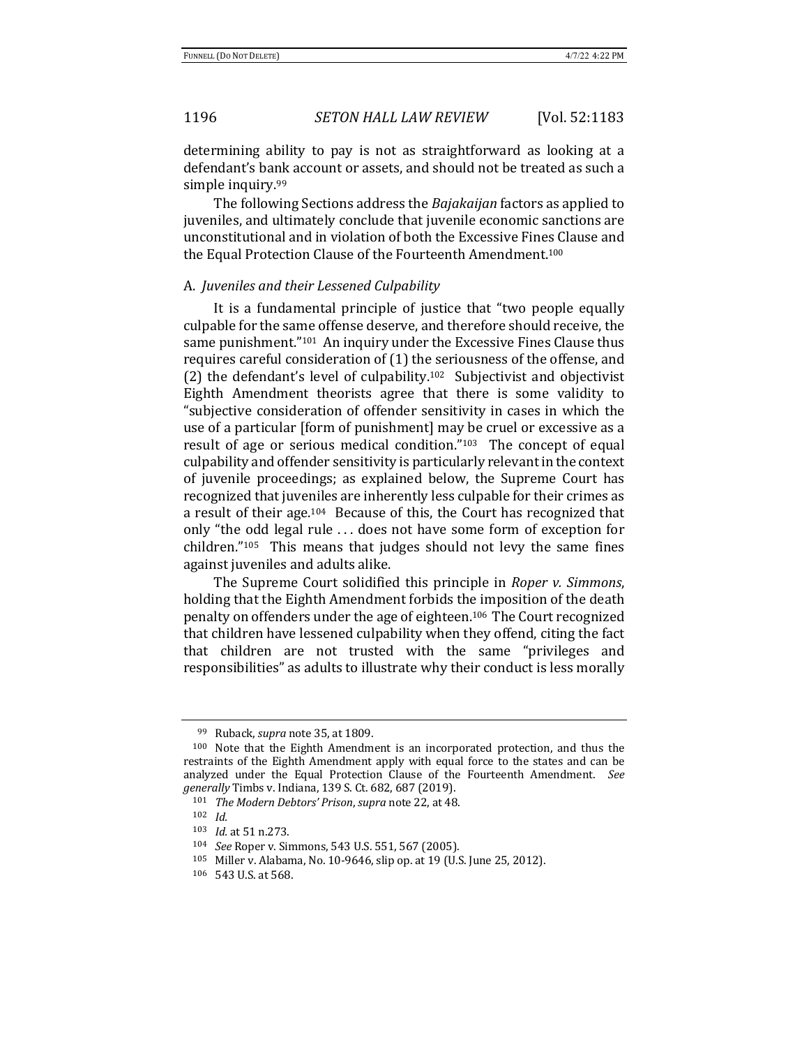determining ability to pay is not as straightforward as looking at a defendant's bank account or assets, and should not be treated as such a simple inquiry.[99]

The following Sections address the *Bajakaijan* factors as applied to juveniles, and ultimately conclude that juvenile economic sanctions are unconstitutional and in violation of both the Excessive Fines Clause and the Equal Protection Clause of the Fourteenth Amendment.[100]

### A. *Juveniles and their Lessened Culpability*

It is a fundamental principle of justice that "two people equally culpable for the same offense deserve, and therefore should receive, the same punishment."[101] An inquiry under the Excessive Fines Clause thus requires careful consideration of (1) the seriousness of the offense, and (2) the defendant's level of culpability.[102] Subjectivist and objectivist Eighth Amendment theorists agree that there is some validity to "subjective consideration of offender sensitivity in cases in which the use of a particular [form of punishment] may be cruel or excessive as a result of age or serious medical condition."[103] The concept of equal culpability and offender sensitivity is particularly relevant in the context of juvenile proceedings; as explained below, the Supreme Court has recognized that juveniles are inherently less culpable for their crimes as a result of their age.[104] Because of this, the Court has recognized that only "the odd legal rule . . . does not have some form of exception for children."[105] This means that judges should not levy the same fines against juveniles and adults alike.

The Supreme Court solidified this principle in *Roper v. Simmons*, holding that the Eighth Amendment forbids the imposition of the death penalty on offenders under the age of eighteen.[106] The Court recognized that children have lessened culpability when they offend, citing the fact that children are not trusted with the same "privileges and responsibilities" as adults to illustrate why their conduct is less morally

---

[99] Ruback, *supra* note 35, at 1809.

[100] Note that the Eighth Amendment is an incorporated protection, and thus the restraints of the Eighth Amendment apply with equal force to the states and can be analyzed under the Equal Protection Clause of the Fourteenth Amendment. *See generally* Timbs v. Indiana, 139 S. Ct. 682, 687 (2019).

[101] *The Modern Debtors' Prison*, *supra* note 22, at 48.

[102] *Id.*

[103] *Id.* at 51 n.273.

[104] *See* Roper v. Simmons, 543 U.S. 551, 567 (2005).

[105] Miller v. Alabama, No. 10-9646, slip op. at 19 (U.S. June 25, 2012).

[106] 543 U.S. at 568.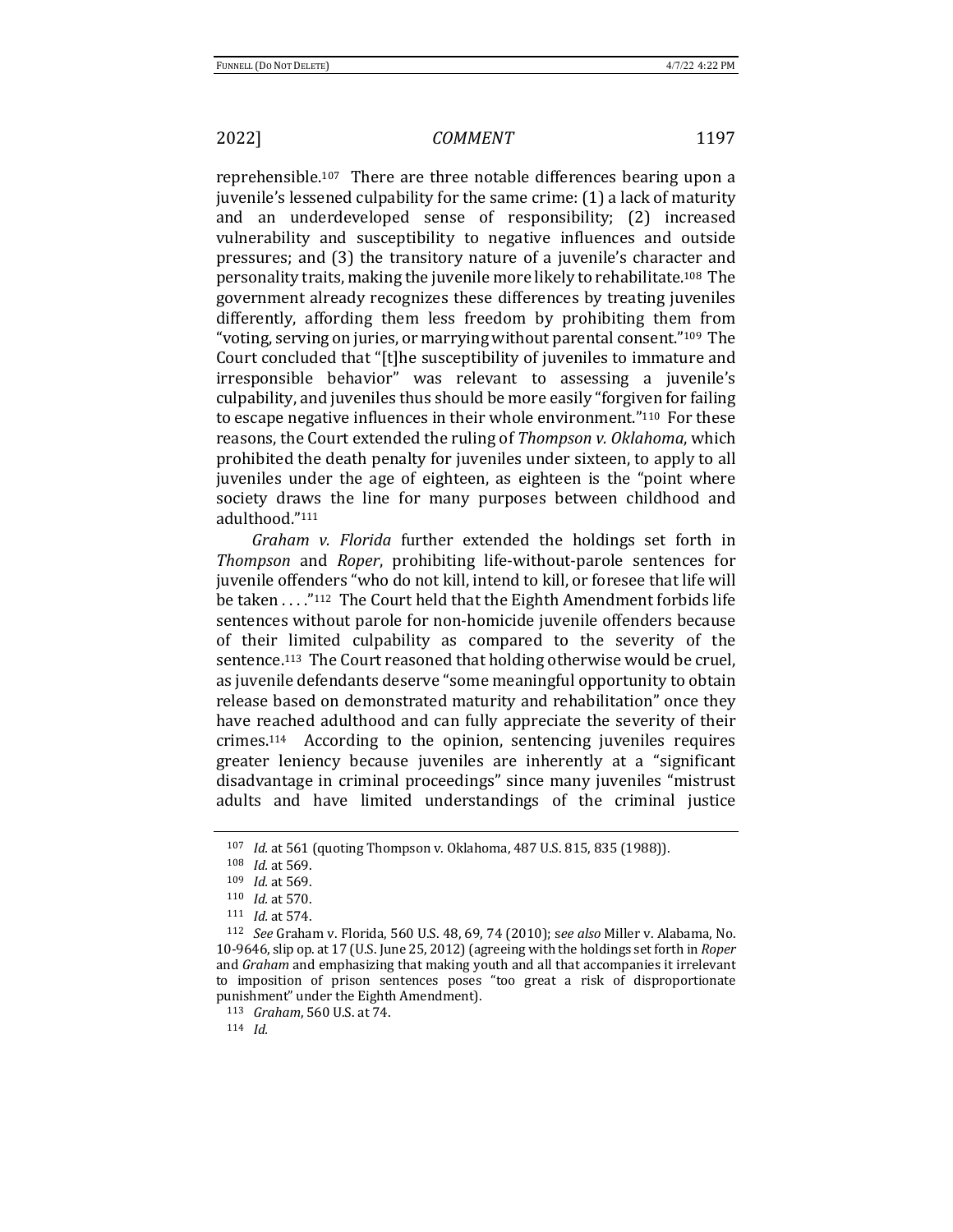reprehensible.[107] There are three notable differences bearing upon a juvenile's lessened culpability for the same crime: (1) a lack of maturity and an underdeveloped sense of responsibility; (2) increased vulnerability and susceptibility to negative influences and outside pressures; and (3) the transitory nature of a juvenile's character and personality traits, making the juvenile more likely to rehabilitate.[108] The government already recognizes these differences by treating juveniles differently, affording them less freedom by prohibiting them from "voting, serving on juries, or marrying without parental consent."[109] The Court concluded that "[t]he susceptibility of juveniles to immature and irresponsible behavior" was relevant to assessing a juvenile's culpability, and juveniles thus should be more easily "forgiven for failing to escape negative influences in their whole environment."[110] For these reasons, the Court extended the ruling of *Thompson v. Oklahoma*, which prohibited the death penalty for juveniles under sixteen, to apply to all juveniles under the age of eighteen, as eighteen is the "point where society draws the line for many purposes between childhood and adulthood."[111]

*Graham v. Florida* further extended the holdings set forth in *Thompson* and *Roper*, prohibiting life-without-parole sentences for juvenile offenders "who do not kill, intend to kill, or foresee that life will be taken . . . ."[112] The Court held that the Eighth Amendment forbids life sentences without parole for non-homicide juvenile offenders because of their limited culpability as compared to the severity of the sentence.[113] The Court reasoned that holding otherwise would be cruel, as juvenile defendants deserve "some meaningful opportunity to obtain release based on demonstrated maturity and rehabilitation" once they have reached adulthood and can fully appreciate the severity of their crimes.[114] According to the opinion, sentencing juveniles requires greater leniency because juveniles are inherently at a "significant disadvantage in criminal proceedings" since many juveniles "mistrust adults and have limited understandings of the criminal justice

---

[107] *Id.* at 561 (quoting Thompson v. Oklahoma, 487 U.S. 815, 835 (1988)).

[108] *Id.* at 569.

[109] *Id.* at 569.

[110] *Id.* at 570.

[111] *Id.* at 574.

[112] *See* Graham v. Florida, 560 U.S. 48, 69, 74 (2010); s*ee also* Miller v. Alabama, No. 10-9646, slip op. at 17 (U.S. June 25, 2012) (agreeing with the holdings set forth in *Roper* and *Graham* and emphasizing that making youth and all that accompanies it irrelevant to imposition of prison sentences poses "too great a risk of disproportionate punishment" under the Eighth Amendment).

[113] *Graham*, 560 U.S. at 74.

[114] *Id.*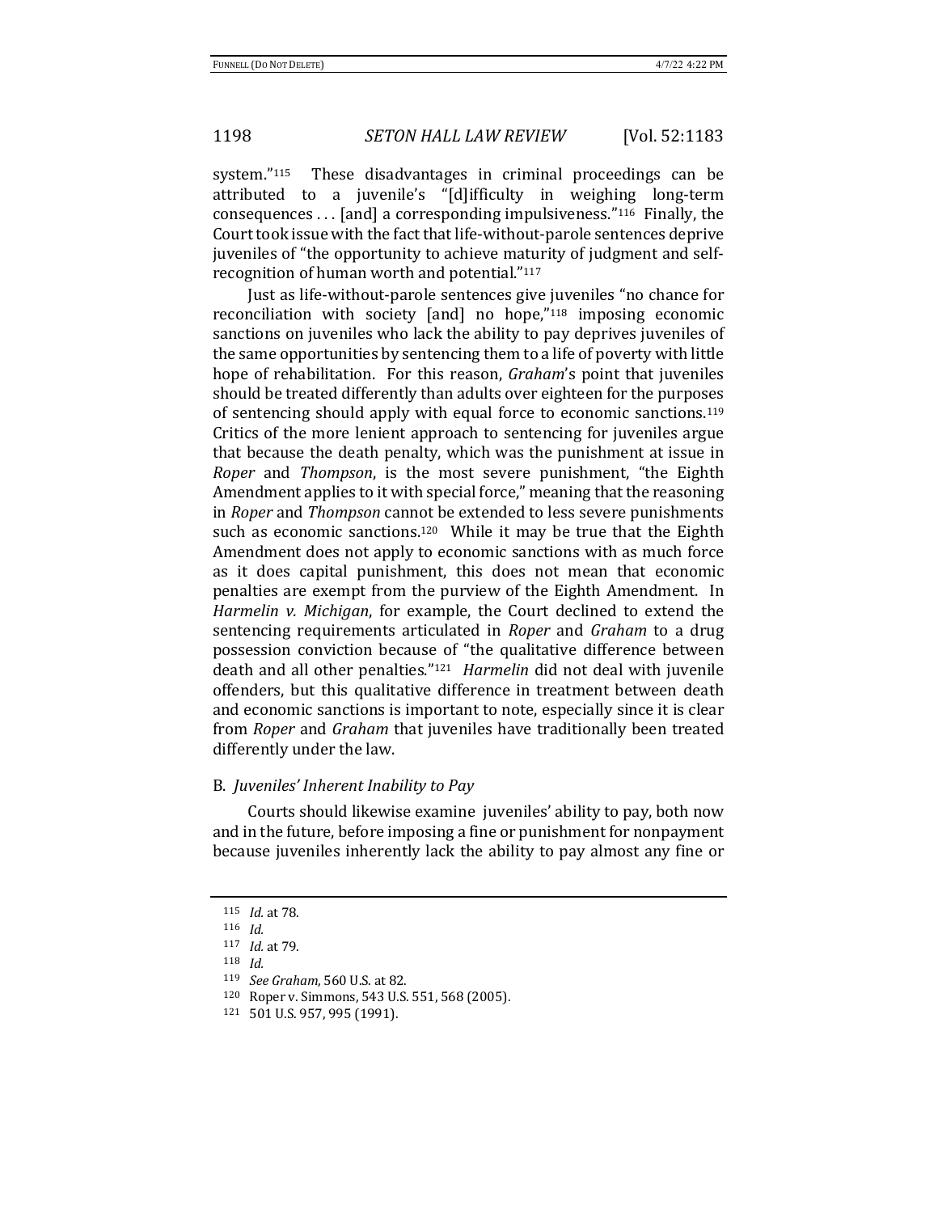system."[115] These disadvantages in criminal proceedings can be attributed to a juvenile's "[d]ifficulty in weighing long-term consequences . . . [and] a corresponding impulsiveness."[116] Finally, the Court took issue with the fact that life-without-parole sentences deprive juveniles of "the opportunity to achieve maturity of judgment and self-recognition of human worth and potential."[117]

Just as life-without-parole sentences give juveniles "no chance for reconciliation with society [and] no hope,"[118] imposing economic sanctions on juveniles who lack the ability to pay deprives juveniles of the same opportunities by sentencing them to a life of poverty with little hope of rehabilitation. For this reason, *Graham*'s point that juveniles should be treated differently than adults over eighteen for the purposes of sentencing should apply with equal force to economic sanctions.[119] Critics of the more lenient approach to sentencing for juveniles argue that because the death penalty, which was the punishment at issue in *Roper* and *Thompson*, is the most severe punishment, "the Eighth Amendment applies to it with special force," meaning that the reasoning in *Roper* and *Thompson* cannot be extended to less severe punishments such as economic sanctions.[120] While it may be true that the Eighth Amendment does not apply to economic sanctions with as much force as it does capital punishment, this does not mean that economic penalties are exempt from the purview of the Eighth Amendment. In *Harmelin v. Michigan*, for example, the Court declined to extend the sentencing requirements articulated in *Roper* and *Graham* to a drug possession conviction because of "the qualitative difference between death and all other penalties."[121] *Harmelin* did not deal with juvenile offenders, but this qualitative difference in treatment between death and economic sanctions is important to note, especially since it is clear from *Roper* and *Graham* that juveniles have traditionally been treated differently under the law.

### B. *Juveniles' Inherent Inability to Pay*

Courts should likewise examine juveniles' ability to pay, both now and in the future, before imposing a fine or punishment for nonpayment because juveniles inherently lack the ability to pay almost any fine or

---

[115] *Id.* at 78.

[116] *Id.*

[117] *Id.* at 79.

[118] *Id.*

[119] *See Graham*, 560 U.S. at 82.

[120] Roper v. Simmons, 543 U.S. 551, 568 (2005).

[121] 501 U.S. 957, 995 (1991).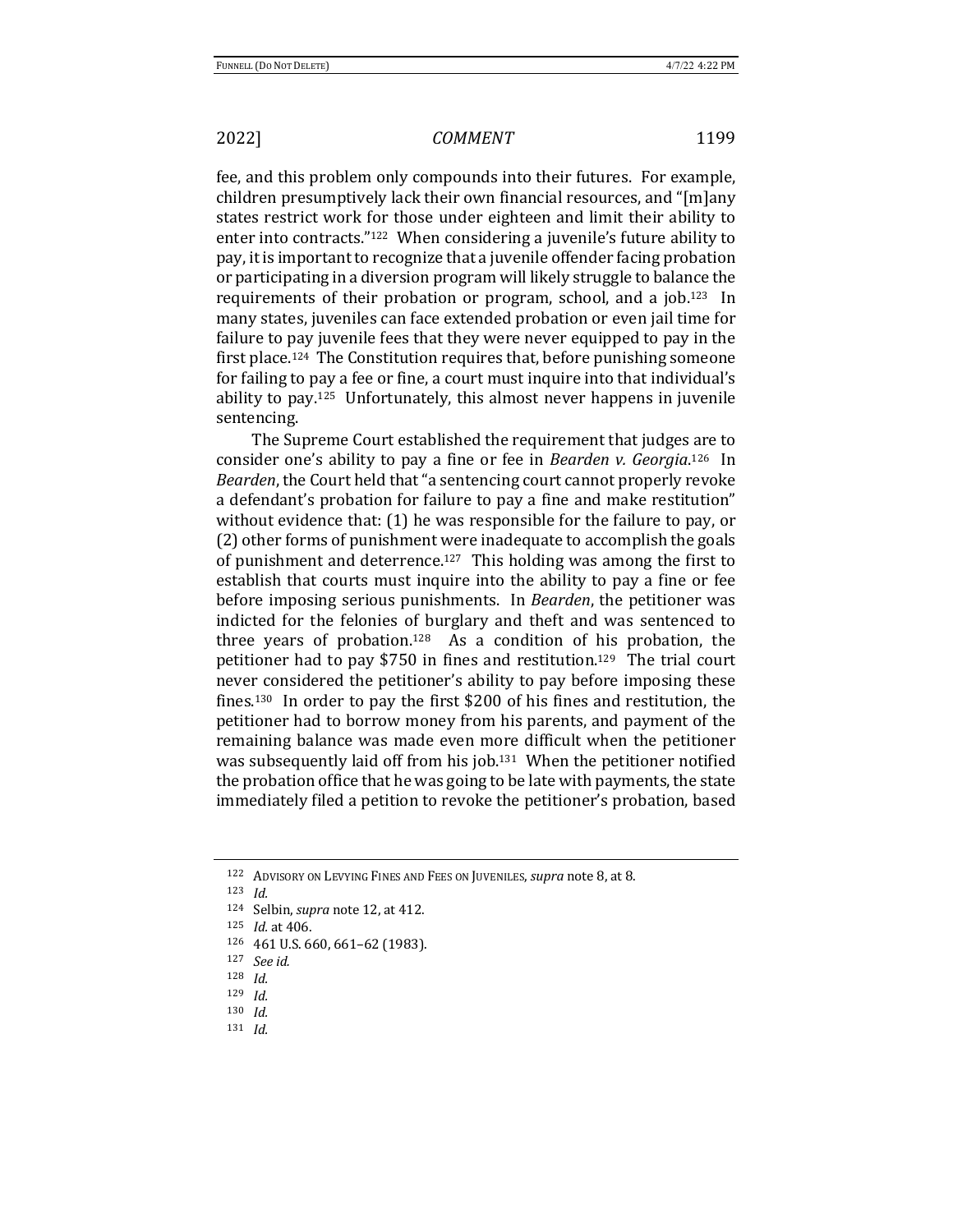fee, and this problem only compounds into their futures. For example, children presumptively lack their own financial resources, and "[m]any states restrict work for those under eighteen and limit their ability to enter into contracts."[122] When considering a juvenile's future ability to pay, it is important to recognize that a juvenile offender facing probation or participating in a diversion program will likely struggle to balance the requirements of their probation or program, school, and a job.[123] In many states, juveniles can face extended probation or even jail time for failure to pay juvenile fees that they were never equipped to pay in the first place.[124] The Constitution requires that, before punishing someone for failing to pay a fee or fine, a court must inquire into that individual's ability to pay.[125] Unfortunately, this almost never happens in juvenile sentencing.

The Supreme Court established the requirement that judges are to consider one's ability to pay a fine or fee in *Bearden v. Georgia*.[126] In *Bearden*, the Court held that "a sentencing court cannot properly revoke a defendant's probation for failure to pay a fine and make restitution" without evidence that: (1) he was responsible for the failure to pay, or (2) other forms of punishment were inadequate to accomplish the goals of punishment and deterrence.[127] This holding was among the first to establish that courts must inquire into the ability to pay a fine or fee before imposing serious punishments. In *Bearden*, the petitioner was indicted for the felonies of burglary and theft and was sentenced to three years of probation.[128] As a condition of his probation, the petitioner had to pay $750 in fines and restitution.[129] The trial court never considered the petitioner's ability to pay before imposing these fines.[130] In order to pay the first $200 of his fines and restitution, the petitioner had to borrow money from his parents, and payment of the remaining balance was made even more difficult when the petitioner was subsequently laid off from his job.[131] When the petitioner notified the probation office that he was going to be late with payments, the state immediately filed a petition to revoke the petitioner's probation, based

---

[122] ADVISORY ON LEVYING FINES AND FEES ON JUVENILES, *supra* note 8, at 8.

[123] *Id.*

[124] Selbin, *supra* note 12, at 412.

[125] *Id.* at 406.

[126] 461 U.S. 660, 661–62 (1983).

[127] *See id.*

[128] *Id.*

[129] *Id.*

[130] *Id.*

[131] *Id.*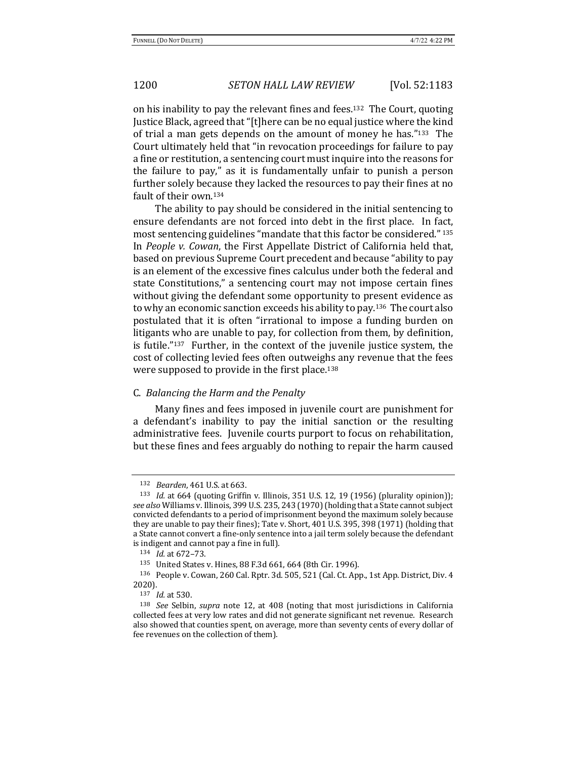on his inability to pay the relevant fines and fees.[132] The Court, quoting Justice Black, agreed that "[t]here can be no equal justice where the kind of trial a man gets depends on the amount of money he has."[133] The Court ultimately held that "in revocation proceedings for failure to pay a fine or restitution, a sentencing court must inquire into the reasons for the failure to pay," as it is fundamentally unfair to punish a person further solely because they lacked the resources to pay their fines at no fault of their own.[134]

The ability to pay should be considered in the initial sentencing to ensure defendants are not forced into debt in the first place. In fact, most sentencing guidelines "mandate that this factor be considered."[135] In *People v. Cowan*, the First Appellate District of California held that, based on previous Supreme Court precedent and because "ability to pay is an element of the excessive fines calculus under both the federal and state Constitutions," a sentencing court may not impose certain fines without giving the defendant some opportunity to present evidence as to why an economic sanction exceeds his ability to pay.[136] The court also postulated that it is often "irrational to impose a funding burden on litigants who are unable to pay, for collection from them, by definition, is futile."[137] Further, in the context of the juvenile justice system, the cost of collecting levied fees often outweighs any revenue that the fees were supposed to provide in the first place.[138]

### C. *Balancing the Harm and the Penalty*

Many fines and fees imposed in juvenile court are punishment for a defendant's inability to pay the initial sanction or the resulting administrative fees. Juvenile courts purport to focus on rehabilitation, but these fines and fees arguably do nothing to repair the harm caused

---

[132] *Bearden*, 461 U.S. at 663.

[133] *Id.* at 664 (quoting Griffin v. Illinois, 351 U.S. 12, 19 (1956) (plurality opinion)); *see also* Williams v. Illinois, 399 U.S. 235, 243 (1970) (holding that a State cannot subject convicted defendants to a period of imprisonment beyond the maximum solely because they are unable to pay their fines); Tate v. Short, 401 U.S. 395, 398 (1971) (holding that a State cannot convert a fine-only sentence into a jail term solely because the defendant is indigent and cannot pay a fine in full).

[134] *Id.* at 672–73.

[135] United States v. Hines, 88 F.3d 661, 664 (8th Cir. 1996).

[136] People v. Cowan, 260 Cal. Rptr. 3d. 505, 521 (Cal. Ct. App., 1st App. District, Div. 4 2020).

[137] *Id.* at 530.

[138] *See* Selbin, *supra* note 12, at 408 (noting that most jurisdictions in California collected fees at very low rates and did not generate significant net revenue. Research also showed that counties spent, on average, more than seventy cents of every dollar of fee revenues on the collection of them).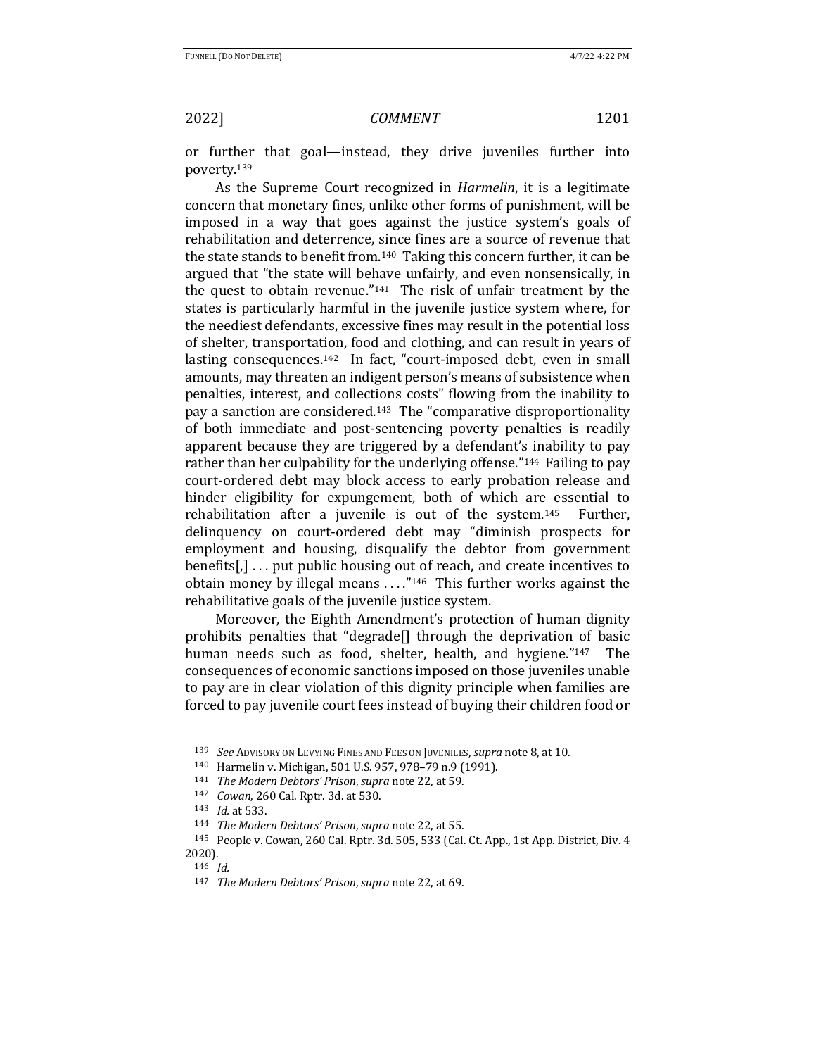or further that goal—instead, they drive juveniles further into poverty.[139]

As the Supreme Court recognized in *Harmelin*, it is a legitimate concern that monetary fines, unlike other forms of punishment, will be imposed in a way that goes against the justice system's goals of rehabilitation and deterrence, since fines are a source of revenue that the state stands to benefit from.[140] Taking this concern further, it can be argued that "the state will behave unfairly, and even nonsensically, in the quest to obtain revenue."[141] The risk of unfair treatment by the states is particularly harmful in the juvenile justice system where, for the neediest defendants, excessive fines may result in the potential loss of shelter, transportation, food and clothing, and can result in years of lasting consequences.[142] In fact, "court-imposed debt, even in small amounts, may threaten an indigent person's means of subsistence when penalties, interest, and collections costs" flowing from the inability to pay a sanction are considered.[143] The "comparative disproportionality of both immediate and post-sentencing poverty penalties is readily apparent because they are triggered by a defendant's inability to pay rather than her culpability for the underlying offense."[144] Failing to pay court-ordered debt may block access to early probation release and hinder eligibility for expungement, both of which are essential to rehabilitation after a juvenile is out of the system.[145] Further, delinquency on court-ordered debt may "diminish prospects for employment and housing, disqualify the debtor from government benefits[,] . . . put public housing out of reach, and create incentives to obtain money by illegal means . . . ."[146] This further works against the rehabilitative goals of the juvenile justice system.

Moreover, the Eighth Amendment's protection of human dignity prohibits penalties that "degrade[] through the deprivation of basic human needs such as food, shelter, health, and hygiene."[147] The consequences of economic sanctions imposed on those juveniles unable to pay are in clear violation of this dignity principle when families are forced to pay juvenile court fees instead of buying their children food or

---

[139] *See* ADVISORY ON LEVYING FINES AND FEES ON JUVENILES, *supra* note 8, at 10.

[140] Harmelin v. Michigan, 501 U.S. 957, 978–79 n.9 (1991).

[141] *The Modern Debtors' Prison*, *supra* note 22, at 59.

[142] *Cowan*, 260 Cal. Rptr. 3d. at 530.

[143] *Id.* at 533.

[144] *The Modern Debtors' Prison*, *supra* note 22, at 55.

[145] People v. Cowan, 260 Cal. Rptr. 3d. 505, 533 (Cal. Ct. App., 1st App. District, Div. 4 2020).

[146] *Id.*

[147] *The Modern Debtors' Prison*, *supra* note 22, at 69.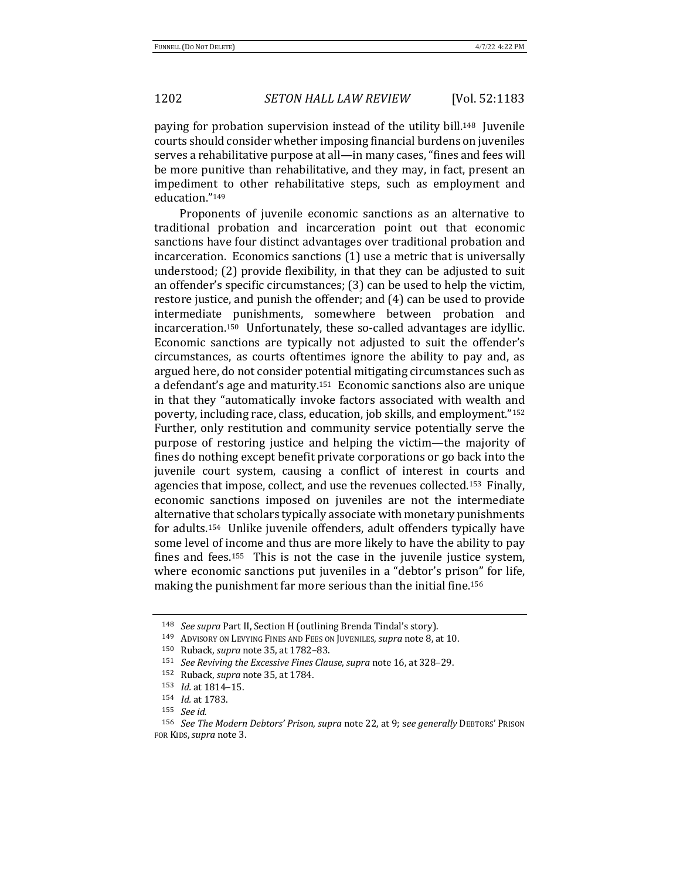paying for probation supervision instead of the utility bill.[148] Juvenile courts should consider whether imposing financial burdens on juveniles serves a rehabilitative purpose at all—in many cases, "fines and fees will be more punitive than rehabilitative, and they may, in fact, present an impediment to other rehabilitative steps, such as employment and education."[149]

Proponents of juvenile economic sanctions as an alternative to traditional probation and incarceration point out that economic sanctions have four distinct advantages over traditional probation and incarceration. Economics sanctions (1) use a metric that is universally understood; (2) provide flexibility, in that they can be adjusted to suit an offender's specific circumstances; (3) can be used to help the victim, restore justice, and punish the offender; and (4) can be used to provide intermediate punishments, somewhere between probation and incarceration.[150] Unfortunately, these so-called advantages are idyllic. Economic sanctions are typically not adjusted to suit the offender's circumstances, as courts oftentimes ignore the ability to pay and, as argued here, do not consider potential mitigating circumstances such as a defendant's age and maturity.[151] Economic sanctions also are unique in that they "automatically invoke factors associated with wealth and poverty, including race, class, education, job skills, and employment."[152] Further, only restitution and community service potentially serve the purpose of restoring justice and helping the victim—the majority of fines do nothing except benefit private corporations or go back into the juvenile court system, causing a conflict of interest in courts and agencies that impose, collect, and use the revenues collected.[153] Finally, economic sanctions imposed on juveniles are not the intermediate alternative that scholars typically associate with monetary punishments for adults.[154] Unlike juvenile offenders, adult offenders typically have some level of income and thus are more likely to have the ability to pay fines and fees.[155] This is not the case in the juvenile justice system, where economic sanctions put juveniles in a "debtor's prison" for life, making the punishment far more serious than the initial fine.[156]

---

[148] *See supra* Part II, Section H (outlining Brenda Tindal's story).

[149] ADVISORY ON LEVYING FINES AND FEES ON JUVENILES, *supra* note 8, at 10.

[150] Ruback, *supra* note 35, at 1782–83.

[151] *See Reviving the Excessive Fines Clause*, *supra* note 16, at 328–29.

[152] Ruback, *supra* note 35, at 1784.

[153] *Id.* at 1814–15.

[154] *Id.* at 1783.

[155] *See id.*

[156] *See The Modern Debtors' Prison*, *supra* note 22, at 9; *see generally* DEBTORS' PRISON FOR KIDS, *supra* note 3.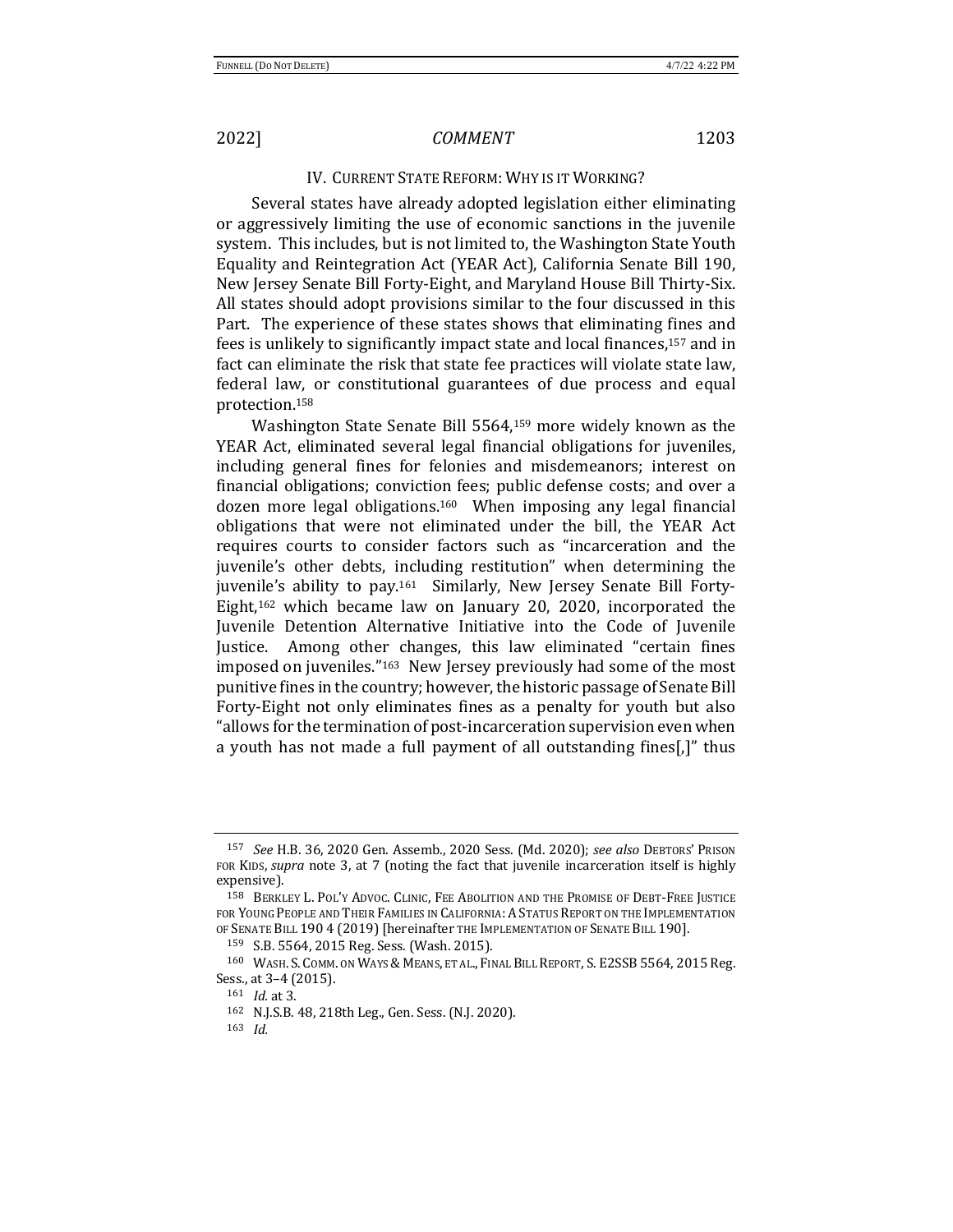## IV. Current State Reform: Why is it Working?

Several states have already adopted legislation either eliminating or aggressively limiting the use of economic sanctions in the juvenile system. This includes, but is not limited to, the Washington State Youth Equality and Reintegration Act (YEAR Act), California Senate Bill 190, New Jersey Senate Bill Forty-Eight, and Maryland House Bill Thirty-Six. All states should adopt provisions similar to the four discussed in this Part. The experience of these states shows that eliminating fines and fees is unlikely to significantly impact state and local finances,[157] and in fact can eliminate the risk that state fee practices will violate state law, federal law, or constitutional guarantees of due process and equal protection.[158]

Washington State Senate Bill 5564,[159] more widely known as the YEAR Act, eliminated several legal financial obligations for juveniles, including general fines for felonies and misdemeanors; interest on financial obligations; conviction fees; public defense costs; and over a dozen more legal obligations.[160] When imposing any legal financial obligations that were not eliminated under the bill, the YEAR Act requires courts to consider factors such as "incarceration and the juvenile's other debts, including restitution" when determining the juvenile's ability to pay.[161] Similarly, New Jersey Senate Bill Forty-Eight,[162] which became law on January 20, 2020, incorporated the Juvenile Detention Alternative Initiative into the Code of Juvenile Justice. Among other changes, this law eliminated "certain fines imposed on juveniles."[163] New Jersey previously had some of the most punitive fines in the country; however, the historic passage of Senate Bill Forty-Eight not only eliminates fines as a penalty for youth but also "allows for the termination of post-incarceration supervision even when a youth has not made a full payment of all outstanding fines[,]" thus

---

[157] *See* H.B. 36, 2020 Gen. Assemb., 2020 Sess. (Md. 2020); *see also* Debtors' Prison for Kids, *supra* note 3, at 7 (noting the fact that juvenile incarceration itself is highly expensive).

[158] Berkley L. Pol'y Advoc. Clinic, Fee Abolition and the Promise of Debt-Free Justice for Young People and Their Families in California: A Status Report on the Implementation of Senate Bill 190 4 (2019) [hereinafter the Implementation of Senate Bill 190].

[159] S.B. 5564, 2015 Reg. Sess. (Wash. 2015).

[160] Wash. S. Comm. on Ways & Means, et al., Final Bill Report, S. E2SSB 5564, 2015 Reg. Sess., at 3–4 (2015).

[161] *Id.* at 3.

[162] N.J.S.B. 48, 218th Leg., Gen. Sess. (N.J. 2020).

[163] *Id.*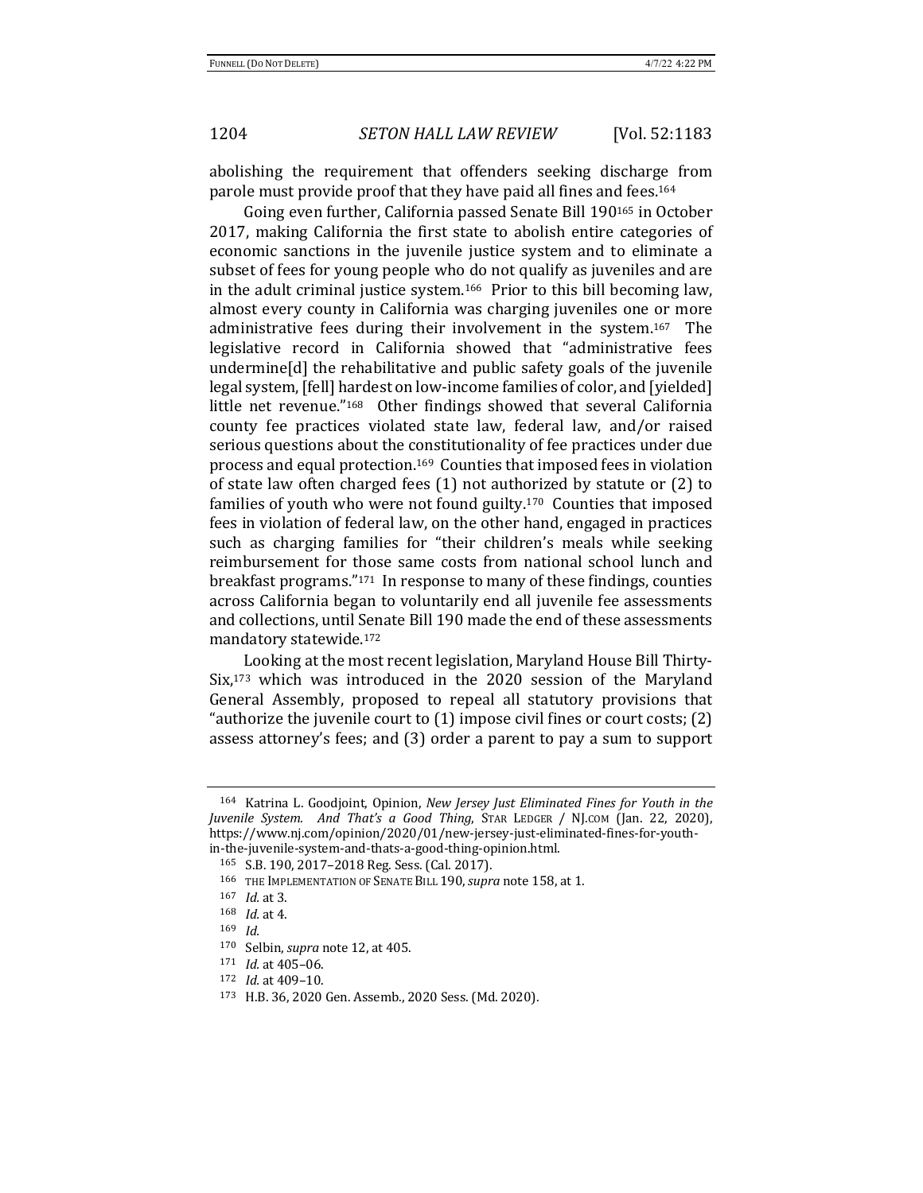abolishing the requirement that offenders seeking discharge from parole must provide proof that they have paid all fines and fees.[164]

Going even further, California passed Senate Bill 190[165] in October 2017, making California the first state to abolish entire categories of economic sanctions in the juvenile justice system and to eliminate a subset of fees for young people who do not qualify as juveniles and are in the adult criminal justice system.[166] Prior to this bill becoming law, almost every county in California was charging juveniles one or more administrative fees during their involvement in the system.[167] The legislative record in California showed that "administrative fees undermine[d] the rehabilitative and public safety goals of the juvenile legal system, [fell] hardest on low-income families of color, and [yielded] little net revenue."[168] Other findings showed that several California county fee practices violated state law, federal law, and/or raised serious questions about the constitutionality of fee practices under due process and equal protection.[169] Counties that imposed fees in violation of state law often charged fees (1) not authorized by statute or (2) to families of youth who were not found guilty.[170] Counties that imposed fees in violation of federal law, on the other hand, engaged in practices such as charging families for "their children's meals while seeking reimbursement for those same costs from national school lunch and breakfast programs."[171] In response to many of these findings, counties across California began to voluntarily end all juvenile fee assessments and collections, until Senate Bill 190 made the end of these assessments mandatory statewide.[172]

Looking at the most recent legislation, Maryland House Bill Thirty-Six,[173] which was introduced in the 2020 session of the Maryland General Assembly, proposed to repeal all statutory provisions that "authorize the juvenile court to (1) impose civil fines or court costs; (2) assess attorney's fees; and (3) order a parent to pay a sum to support

---

[164] Katrina L. Goodjoint, Opinion, *New Jersey Just Eliminated Fines for Youth in the Juvenile System. And That's a Good Thing*, STAR LEDGER / NJ.COM (Jan. 22, 2020), https://www.nj.com/opinion/2020/01/new-jersey-just-eliminated-fines-for-youth-in-the-juvenile-system-and-thats-a-good-thing-opinion.html.

[165] S.B. 190, 2017–2018 Reg. Sess. (Cal. 2017).

[166] THE IMPLEMENTATION OF SENATE BILL 190, *supra* note 158, at 1.

[167] *Id.* at 3.

[168] *Id.* at 4.

[169] *Id.*

[170] Selbin, *supra* note 12, at 405.

[171] *Id.* at 405–06.

[172] *Id.* at 409–10.

[173] H.B. 36, 2020 Gen. Assemb., 2020 Sess. (Md. 2020).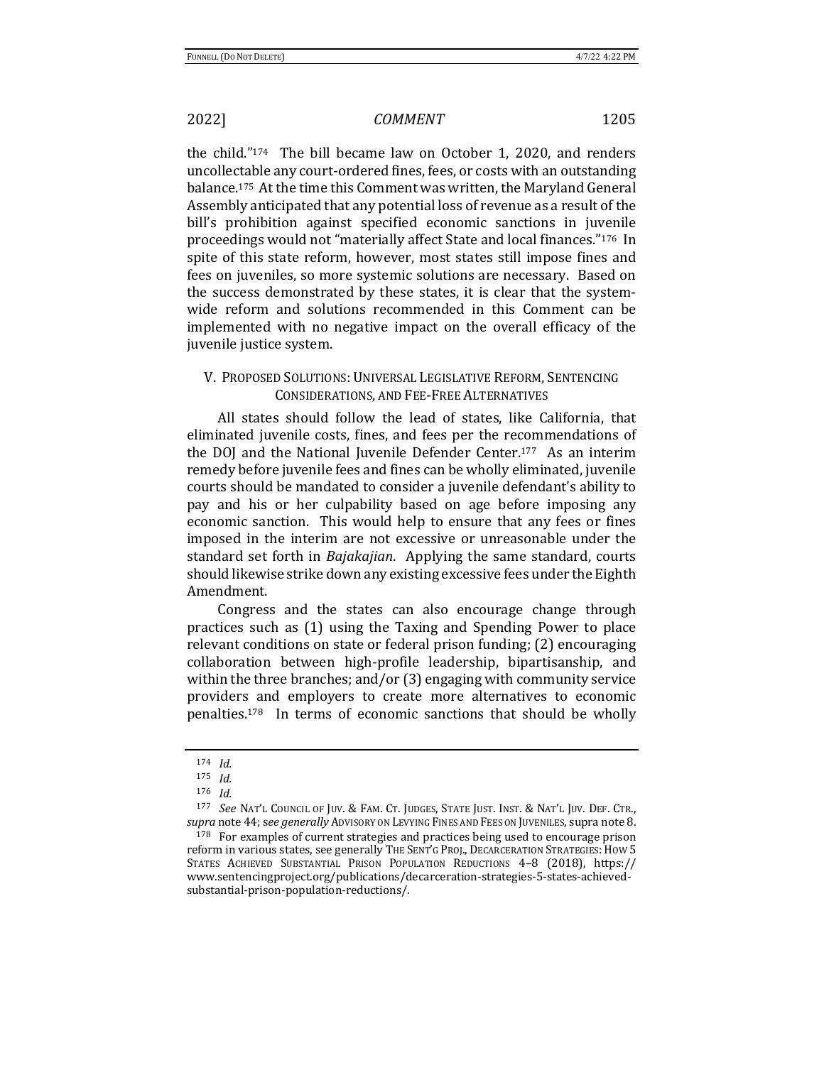the child."[174] The bill became law on October 1, 2020, and renders uncollectable any court-ordered fines, fees, or costs with an outstanding balance.[175] At the time this Comment was written, the Maryland General Assembly anticipated that any potential loss of revenue as a result of the bill's prohibition against specified economic sanctions in juvenile proceedings would not "materially affect State and local finances."[176] In spite of this state reform, however, most states still impose fines and fees on juveniles, so more systemic solutions are necessary. Based on the success demonstrated by these states, it is clear that the system-wide reform and solutions recommended in this Comment can be implemented with no negative impact on the overall efficacy of the juvenile justice system.

## V. PROPOSED SOLUTIONS: UNIVERSAL LEGISLATIVE REFORM, SENTENCING CONSIDERATIONS, AND FEE-FREE ALTERNATIVES

All states should follow the lead of states, like California, that eliminated juvenile costs, fines, and fees per the recommendations of the DOJ and the National Juvenile Defender Center.[177] As an interim remedy before juvenile fees and fines can be wholly eliminated, juvenile courts should be mandated to consider a juvenile defendant's ability to pay and his or her culpability based on age before imposing any economic sanction. This would help to ensure that any fees or fines imposed in the interim are not excessive or unreasonable under the standard set forth in *Bajakajian*. Applying the same standard, courts should likewise strike down any existing excessive fees under the Eighth Amendment.

Congress and the states can also encourage change through practices such as (1) using the Taxing and Spending Power to place relevant conditions on state or federal prison funding; (2) encouraging collaboration between high-profile leadership, bipartisanship, and within the three branches; and/or (3) engaging with community service providers and employers to create more alternatives to economic penalties.[178] In terms of economic sanctions that should be wholly

---

[174] *Id.*

[175] *Id.*

[176] *Id.*

[177] *See* NAT'L COUNCIL OF JUV. & FAM. CT. JUDGES, STATE JUST. INST. & NAT'L JUV. DEF. CTR., *supra* note 44; s*ee generally* ADVISORY ON LEVYING FINES AND FEES ON JUVENILES, supra note 8.

[178] For examples of current strategies and practices being used to encourage prison reform in various states, see generally THE SENT'G PROJ., DECARCERATION STRATEGIES: HOW 5 STATES ACHIEVED SUBSTANTIAL PRISON POPULATION REDUCTIONS 4–8 (2018), https://www.sentencingproject.org/publications/decarceration-strategies-5-states-achieved-substantial-prison-population-reductions/.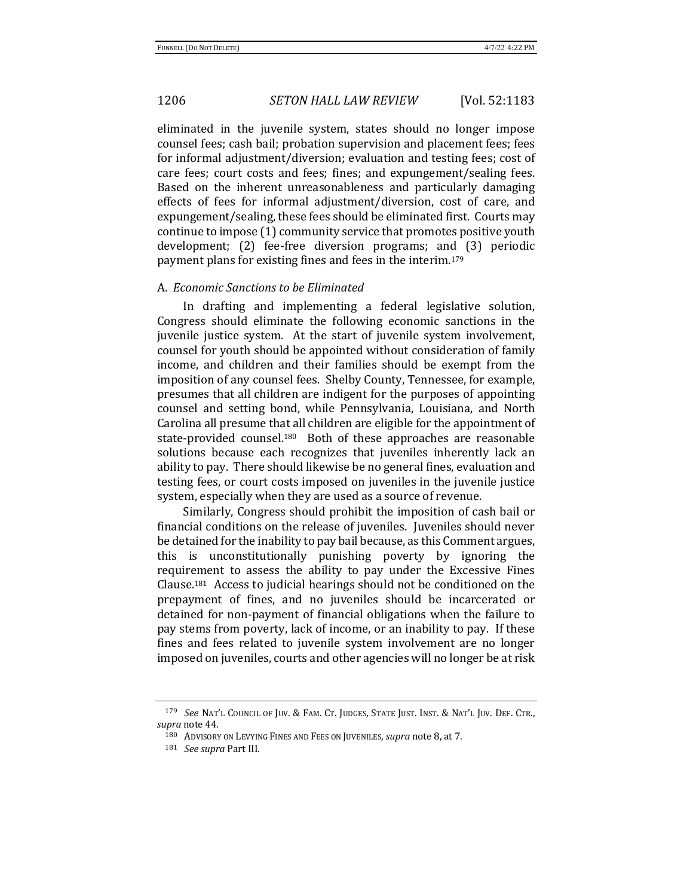eliminated in the juvenile system, states should no longer impose counsel fees; cash bail; probation supervision and placement fees; fees for informal adjustment/diversion; evaluation and testing fees; cost of care fees; court costs and fees; fines; and expungement/sealing fees. Based on the inherent unreasonableness and particularly damaging effects of fees for informal adjustment/diversion, cost of care, and expungement/sealing, these fees should be eliminated first. Courts may continue to impose (1) community service that promotes positive youth development; (2) fee-free diversion programs; and (3) periodic payment plans for existing fines and fees in the interim.[179]

## A. *Economic Sanctions to be Eliminated*

In drafting and implementing a federal legislative solution, Congress should eliminate the following economic sanctions in the juvenile justice system. At the start of juvenile system involvement, counsel for youth should be appointed without consideration of family income, and children and their families should be exempt from the imposition of any counsel fees. Shelby County, Tennessee, for example, presumes that all children are indigent for the purposes of appointing counsel and setting bond, while Pennsylvania, Louisiana, and North Carolina all presume that all children are eligible for the appointment of state-provided counsel.[180] Both of these approaches are reasonable solutions because each recognizes that juveniles inherently lack an ability to pay. There should likewise be no general fines, evaluation and testing fees, or court costs imposed on juveniles in the juvenile justice system, especially when they are used as a source of revenue.

Similarly, Congress should prohibit the imposition of cash bail or financial conditions on the release of juveniles. Juveniles should never be detained for the inability to pay bail because, as this Comment argues, this is unconstitutionally punishing poverty by ignoring the requirement to assess the ability to pay under the Excessive Fines Clause.[181] Access to judicial hearings should not be conditioned on the prepayment of fines, and no juveniles should be incarcerated or detained for non-payment of financial obligations when the failure to pay stems from poverty, lack of income, or an inability to pay. If these fines and fees related to juvenile system involvement are no longer imposed on juveniles, courts and other agencies will no longer be at risk

---

[179] *See* NAT'L COUNCIL OF JUV. & FAM. CT. JUDGES, STATE JUST. INST. & NAT'L JUV. DEF. CTR., *supra* note 44.

[180] ADVISORY ON LEVYING FINES AND FEES ON JUVENILES, *supra* note 8, at 7.

[181] *See supra* Part III.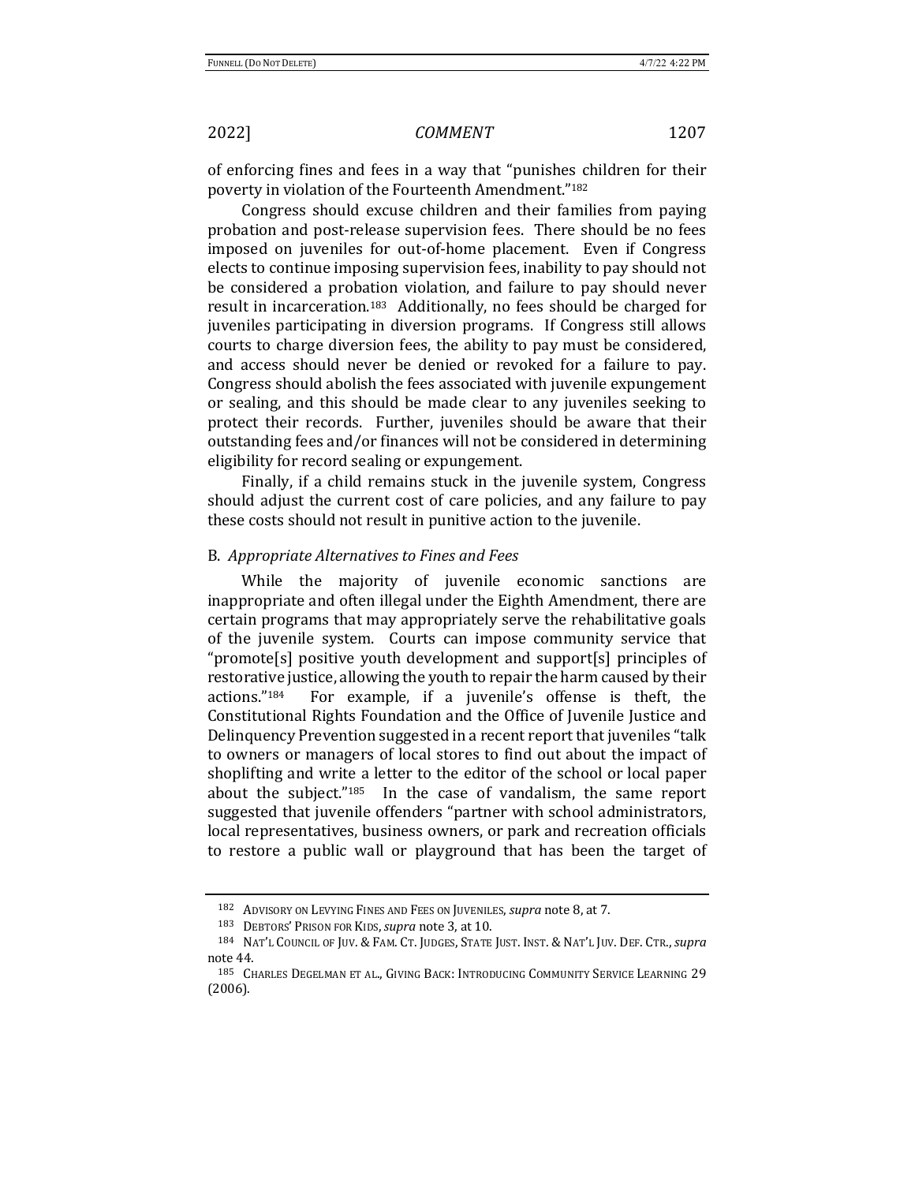of enforcing fines and fees in a way that "punishes children for their poverty in violation of the Fourteenth Amendment."[182]

Congress should excuse children and their families from paying probation and post-release supervision fees. There should be no fees imposed on juveniles for out-of-home placement. Even if Congress elects to continue imposing supervision fees, inability to pay should not be considered a probation violation, and failure to pay should never result in incarceration.[183] Additionally, no fees should be charged for juveniles participating in diversion programs. If Congress still allows courts to charge diversion fees, the ability to pay must be considered, and access should never be denied or revoked for a failure to pay. Congress should abolish the fees associated with juvenile expungement or sealing, and this should be made clear to any juveniles seeking to protect their records. Further, juveniles should be aware that their outstanding fees and/or finances will not be considered in determining eligibility for record sealing or expungement.

Finally, if a child remains stuck in the juvenile system, Congress should adjust the current cost of care policies, and any failure to pay these costs should not result in punitive action to the juvenile.

### B. *Appropriate Alternatives to Fines and Fees*

While the majority of juvenile economic sanctions are inappropriate and often illegal under the Eighth Amendment, there are certain programs that may appropriately serve the rehabilitative goals of the juvenile system. Courts can impose community service that "promote[s] positive youth development and support[s] principles of restorative justice, allowing the youth to repair the harm caused by their actions."[184] For example, if a juvenile's offense is theft, the Constitutional Rights Foundation and the Office of Juvenile Justice and Delinquency Prevention suggested in a recent report that juveniles "talk to owners or managers of local stores to find out about the impact of shoplifting and write a letter to the editor of the school or local paper about the subject."[185] In the case of vandalism, the same report suggested that juvenile offenders "partner with school administrators, local representatives, business owners, or park and recreation officials to restore a public wall or playground that has been the target of

---

[182] ADVISORY ON LEVYING FINES AND FEES ON JUVENILES, *supra* note 8, at 7.

[183] DEBTORS' PRISON FOR KIDS, *supra* note 3, at 10.

[184] NAT'L COUNCIL OF JUV. & FAM. CT. JUDGES, STATE JUST. INST. & NAT'L JUV. DEF. CTR., *supra* note 44.

[185] CHARLES DEGELMAN ET AL., GIVING BACK: INTRODUCING COMMUNITY SERVICE LEARNING 29 (2006).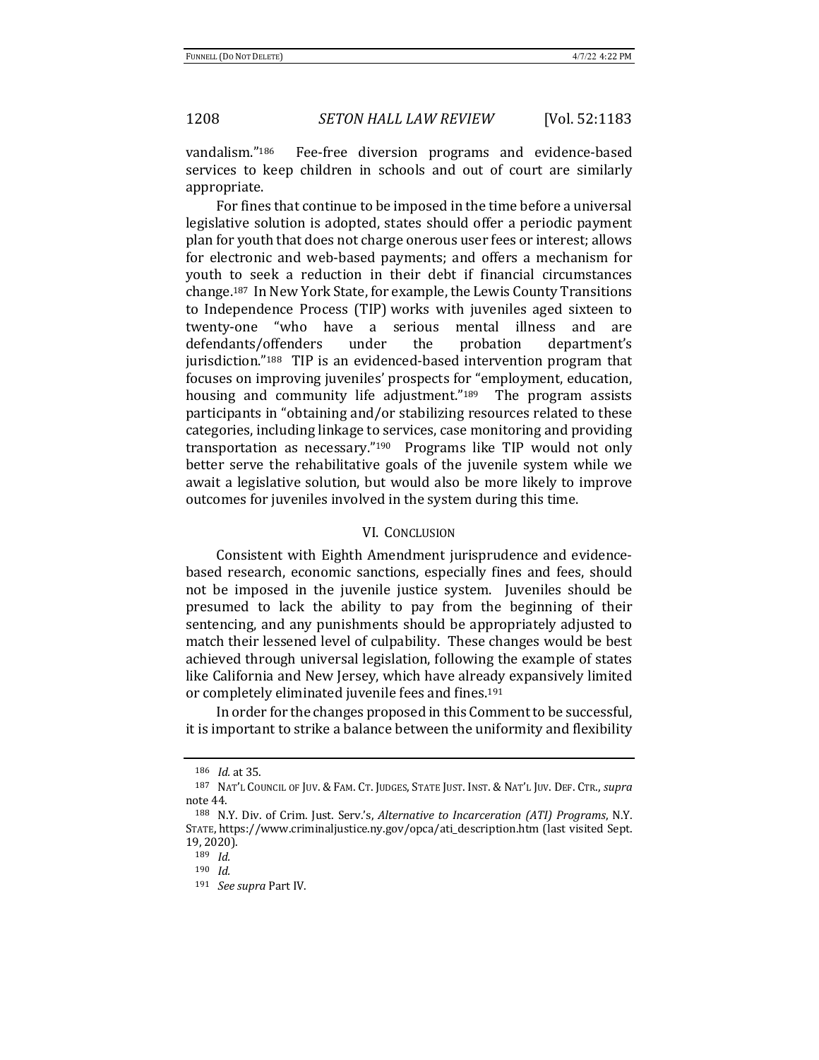vandalism."[186] Fee-free diversion programs and evidence-based services to keep children in schools and out of court are similarly appropriate.

For fines that continue to be imposed in the time before a universal legislative solution is adopted, states should offer a periodic payment plan for youth that does not charge onerous user fees or interest; allows for electronic and web-based payments; and offers a mechanism for youth to seek a reduction in their debt if financial circumstances change.[187] In New York State, for example, the Lewis County Transitions to Independence Process (TIP) works with juveniles aged sixteen to twenty-one "who have a serious mental illness and are defendants/offenders under the probation department's jurisdiction."[188] TIP is an evidenced-based intervention program that focuses on improving juveniles' prospects for "employment, education, housing and community life adjustment."[189] The program assists participants in "obtaining and/or stabilizing resources related to these categories, including linkage to services, case monitoring and providing transportation as necessary."[190] Programs like TIP would not only better serve the rehabilitative goals of the juvenile system while we await a legislative solution, but would also be more likely to improve outcomes for juveniles involved in the system during this time.

## VI. CONCLUSION

Consistent with Eighth Amendment jurisprudence and evidence-based research, economic sanctions, especially fines and fees, should not be imposed in the juvenile justice system. Juveniles should be presumed to lack the ability to pay from the beginning of their sentencing, and any punishments should be appropriately adjusted to match their lessened level of culpability. These changes would be best achieved through universal legislation, following the example of states like California and New Jersey, which have already expansively limited or completely eliminated juvenile fees and fines.[191]

In order for the changes proposed in this Comment to be successful, it is important to strike a balance between the uniformity and flexibility

---

[186] *Id.* at 35.

[187] NAT'L COUNCIL OF JUV. & FAM. CT. JUDGES, STATE JUST. INST. & NAT'L JUV. DEF. CTR., *supra* note 44.

[188] N.Y. Div. of Crim. Just. Serv.'s, *Alternative to Incarceration (ATI) Programs*, N.Y. STATE, https://www.criminaljustice.ny.gov/opca/ati_description.htm (last visited Sept. 19, 2020).

[189] *Id.*

[190] *Id.*

[191] *See supra* Part IV.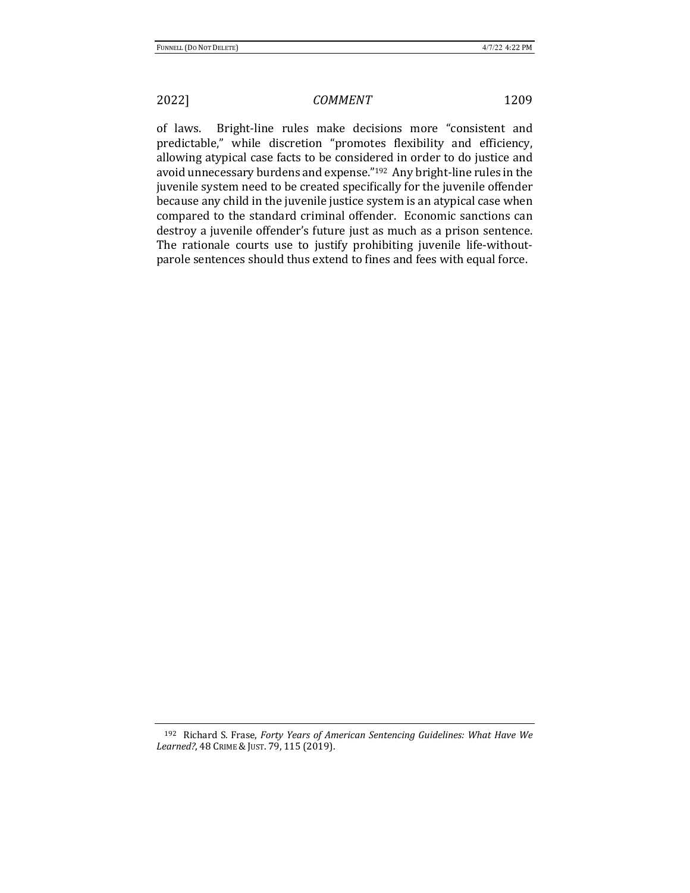of laws. Bright-line rules make decisions more "consistent and predictable," while discretion "promotes flexibility and efficiency, allowing atypical case facts to be considered in order to do justice and avoid unnecessary burdens and expense."[192] Any bright-line rules in the juvenile system need to be created specifically for the juvenile offender because any child in the juvenile justice system is an atypical case when compared to the standard criminal offender. Economic sanctions can destroy a juvenile offender's future just as much as a prison sentence. The rationale courts use to justify prohibiting juvenile life-without-parole sentences should thus extend to fines and fees with equal force.

---

[192] Richard S. Frase, *Forty Years of American Sentencing Guidelines: What Have We Learned?*, 48 CRIME & JUST. 79, 115 (2019).